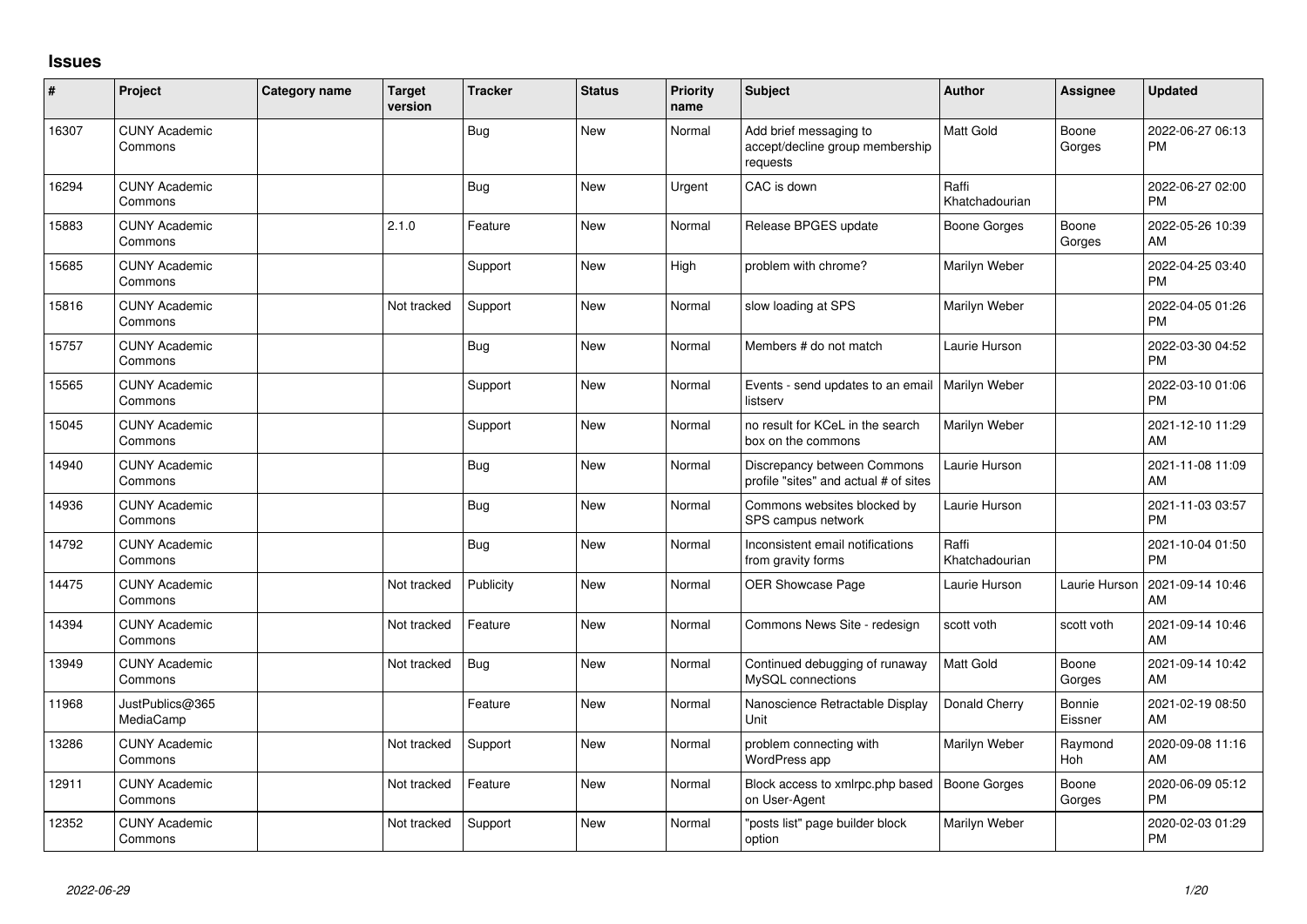# Issues

| # | Project | Category name | Target version | Tracker | Status | Priority name | Subject | Author | Assignee | Updated |
|---|---|---|---|---|---|---|---|---|---|---|
| 16307 | CUNY Academic Commons | | | Bug | New | Normal | Add brief messaging to accept/decline group membership requests | Matt Gold | Boone Gorges | 2022-06-27 06:13 PM |
| 16294 | CUNY Academic Commons | | | Bug | New | Urgent | CAC is down | Raffi Khatchadourian | | 2022-06-27 02:00 PM |
| 15883 | CUNY Academic Commons | | 2.1.0 | Feature | New | Normal | Release BPGES update | Boone Gorges | Boone Gorges | 2022-05-26 10:39 AM |
| 15685 | CUNY Academic Commons | | | Support | New | High | problem with chrome? | Marilyn Weber | | 2022-04-25 03:40 PM |
| 15816 | CUNY Academic Commons | | Not tracked | Support | New | Normal | slow loading at SPS | Marilyn Weber | | 2022-04-05 01:26 PM |
| 15757 | CUNY Academic Commons | | | Bug | New | Normal | Members # do not match | Laurie Hurson | | 2022-03-30 04:52 PM |
| 15565 | CUNY Academic Commons | | | Support | New | Normal | Events - send updates to an email listserv | Marilyn Weber | | 2022-03-10 01:06 PM |
| 15045 | CUNY Academic Commons | | | Support | New | Normal | no result for KCeL in the search box on the commons | Marilyn Weber | | 2021-12-10 11:29 AM |
| 14940 | CUNY Academic Commons | | | Bug | New | Normal | Discrepancy between Commons profile "sites" and actual # of sites | Laurie Hurson | | 2021-11-08 11:09 AM |
| 14936 | CUNY Academic Commons | | | Bug | New | Normal | Commons websites blocked by SPS campus network | Laurie Hurson | | 2021-11-03 03:57 PM |
| 14792 | CUNY Academic Commons | | | Bug | New | Normal | Inconsistent email notifications from gravity forms | Raffi Khatchadourian | | 2021-10-04 01:50 PM |
| 14475 | CUNY Academic Commons | | Not tracked | Publicity | New | Normal | OER Showcase Page | Laurie Hurson | Laurie Hurson | 2021-09-14 10:46 AM |
| 14394 | CUNY Academic Commons | | Not tracked | Feature | New | Normal | Commons News Site - redesign | scott voth | scott voth | 2021-09-14 10:46 AM |
| 13949 | CUNY Academic Commons | | Not tracked | Bug | New | Normal | Continued debugging of runaway MySQL connections | Matt Gold | Boone Gorges | 2021-09-14 10:42 AM |
| 11968 | JustPublics@365 MediaCamp | | | Feature | New | Normal | Nanoscience Retractable Display Unit | Donald Cherry | Bonnie Eissner | 2021-02-19 08:50 AM |
| 13286 | CUNY Academic Commons | | Not tracked | Support | New | Normal | problem connecting with WordPress app | Marilyn Weber | Raymond Hoh | 2020-09-08 11:16 AM |
| 12911 | CUNY Academic Commons | | Not tracked | Feature | New | Normal | Block access to xmlrpc.php based on User-Agent | Boone Gorges | Boone Gorges | 2020-06-09 05:12 PM |
| 12352 | CUNY Academic Commons | | Not tracked | Support | New | Normal | "posts list" page builder block option | Marilyn Weber | | 2020-02-03 01:29 PM |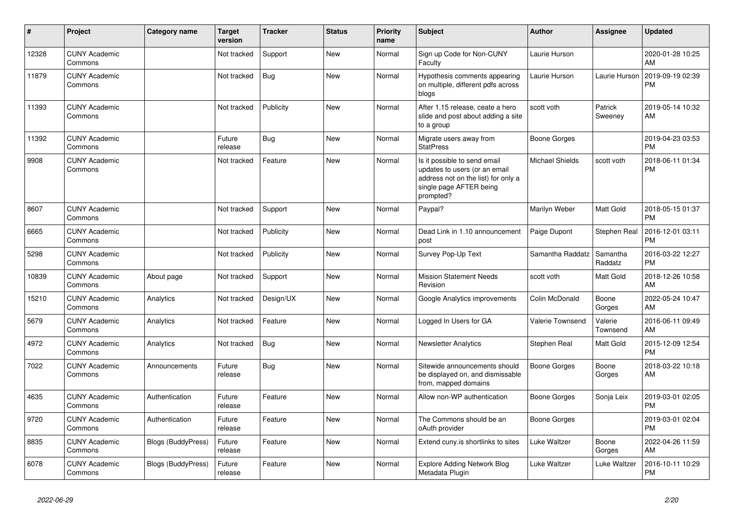| # | Project | Category name | Target version | Tracker | Status | Priority name | Subject | Author | Assignee | Updated |
|---|---|---|---|---|---|---|---|---|---|---|
| 12328 | CUNY Academic Commons | | Not tracked | Support | New | Normal | Sign up Code for Non-CUNY Faculty | Laurie Hurson | | 2020-01-28 10:25 AM |
| 11879 | CUNY Academic Commons | | Not tracked | Bug | New | Normal | Hypothesis comments appearing on multiple, different pdfs across blogs | Laurie Hurson | Laurie Hurson | 2019-09-19 02:39 PM |
| 11393 | CUNY Academic Commons | | Not tracked | Publicity | New | Normal | After 1.15 release, ceate a hero slide and post about adding a site to a group | scott voth | Patrick Sweeney | 2019-05-14 10:32 AM |
| 11392 | CUNY Academic Commons | | Future release | Bug | New | Normal | Migrate users away from StatPress | Boone Gorges | | 2019-04-23 03:53 PM |
| 9908 | CUNY Academic Commons | | Not tracked | Feature | New | Normal | Is it possible to send email updates to users (or an email address not on the list) for only a single page AFTER being prompted? | Michael Shields | scott voth | 2018-06-11 01:34 PM |
| 8607 | CUNY Academic Commons | | Not tracked | Support | New | Normal | Paypal? | Marilyn Weber | Matt Gold | 2018-05-15 01:37 PM |
| 6665 | CUNY Academic Commons | | Not tracked | Publicity | New | Normal | Dead Link in 1.10 announcement post | Paige Dupont | Stephen Real | 2016-12-01 03:11 PM |
| 5298 | CUNY Academic Commons | | Not tracked | Publicity | New | Normal | Survey Pop-Up Text | Samantha Raddatz | Samantha Raddatz | 2016-03-22 12:27 PM |
| 10839 | CUNY Academic Commons | About page | Not tracked | Support | New | Normal | Mission Statement Needs Revision | scott voth | Matt Gold | 2018-12-26 10:58 AM |
| 15210 | CUNY Academic Commons | Analytics | Not tracked | Design/UX | New | Normal | Google Analytics improvements | Colin McDonald | Boone Gorges | 2022-05-24 10:47 AM |
| 5679 | CUNY Academic Commons | Analytics | Not tracked | Feature | New | Normal | Logged In Users for GA | Valerie Townsend | Valerie Townsend | 2016-06-11 09:49 AM |
| 4972 | CUNY Academic Commons | Analytics | Not tracked | Bug | New | Normal | Newsletter Analytics | Stephen Real | Matt Gold | 2015-12-09 12:54 PM |
| 7022 | CUNY Academic Commons | Announcements | Future release | Bug | New | Normal | Sitewide announcements should be displayed on, and dismissable from, mapped domains | Boone Gorges | Boone Gorges | 2018-03-22 10:18 AM |
| 4635 | CUNY Academic Commons | Authentication | Future release | Feature | New | Normal | Allow non-WP authentication | Boone Gorges | Sonja Leix | 2019-03-01 02:05 PM |
| 9720 | CUNY Academic Commons | Authentication | Future release | Feature | New | Normal | The Commons should be an oAuth provider | Boone Gorges | | 2019-03-01 02:04 PM |
| 8835 | CUNY Academic Commons | Blogs (BuddyPress) | Future release | Feature | New | Normal | Extend cuny.is shortlinks to sites | Luke Waltzer | Boone Gorges | 2022-04-26 11:59 AM |
| 6078 | CUNY Academic Commons | Blogs (BuddyPress) | Future release | Feature | New | Normal | Explore Adding Network Blog Metadata Plugin | Luke Waltzer | Luke Waltzer | 2016-10-11 10:29 PM |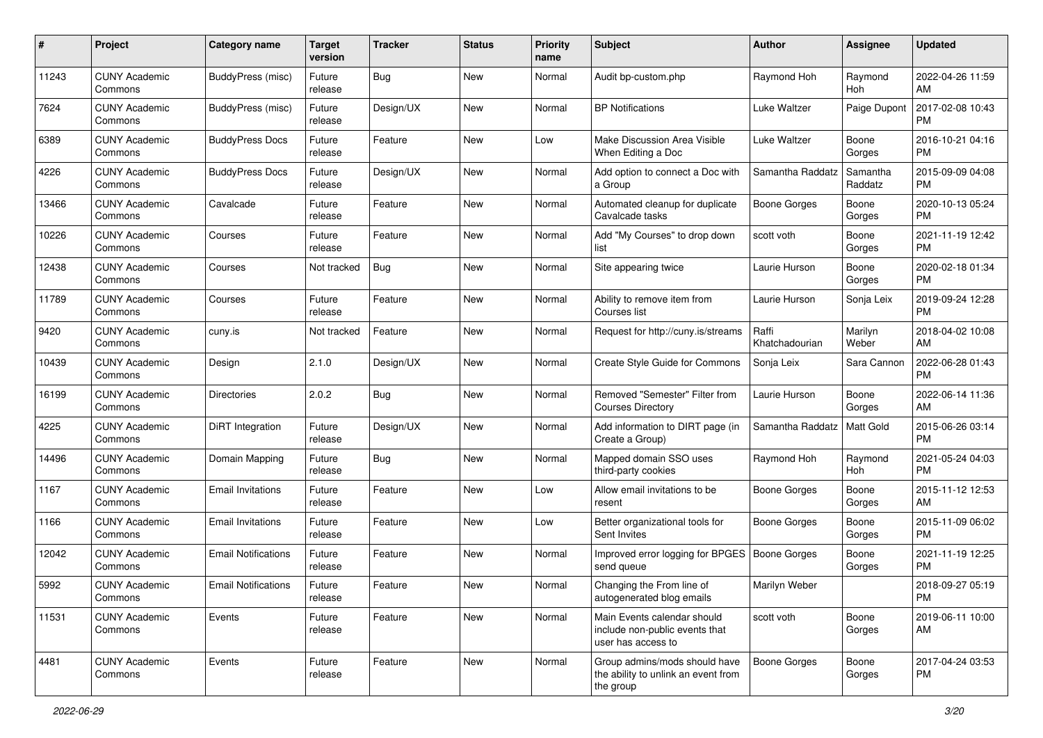| # | Project | Category name | Target version | Tracker | Status | Priority name | Subject | Author | Assignee | Updated |
|---|---|---|---|---|---|---|---|---|---|---|
| 11243 | CUNY Academic Commons | BuddyPress (misc) | Future release | Bug | New | Normal | Audit bp-custom.php | Raymond Hoh | Raymond Hoh | 2022-04-26 11:59 AM |
| 7624 | CUNY Academic Commons | BuddyPress (misc) | Future release | Design/UX | New | Normal | BP Notifications | Luke Waltzer | Paige Dupont | 2017-02-08 10:43 PM |
| 6389 | CUNY Academic Commons | BuddyPress Docs | Future release | Feature | New | Low | Make Discussion Area Visible When Editing a Doc | Luke Waltzer | Boone Gorges | 2016-10-21 04:16 PM |
| 4226 | CUNY Academic Commons | BuddyPress Docs | Future release | Design/UX | New | Normal | Add option to connect a Doc with a Group | Samantha Raddatz | Samantha Raddatz | 2015-09-09 04:08 PM |
| 13466 | CUNY Academic Commons | Cavalcade | Future release | Feature | New | Normal | Automated cleanup for duplicate Cavalcade tasks | Boone Gorges | Boone Gorges | 2020-10-13 05:24 PM |
| 10226 | CUNY Academic Commons | Courses | Future release | Feature | New | Normal | Add "My Courses" to drop down list | scott voth | Boone Gorges | 2021-11-19 12:42 PM |
| 12438 | CUNY Academic Commons | Courses | Not tracked | Bug | New | Normal | Site appearing twice | Laurie Hurson | Boone Gorges | 2020-02-18 01:34 PM |
| 11789 | CUNY Academic Commons | Courses | Future release | Feature | New | Normal | Ability to remove item from Courses list | Laurie Hurson | Sonja Leix | 2019-09-24 12:28 PM |
| 9420 | CUNY Academic Commons | cuny.is | Not tracked | Feature | New | Normal | Request for http://cuny.is/streams | Raffi Khatchadourian | Marilyn Weber | 2018-04-02 10:08 AM |
| 10439 | CUNY Academic Commons | Design | 2.1.0 | Design/UX | New | Normal | Create Style Guide for Commons | Sonja Leix | Sara Cannon | 2022-06-28 01:43 PM |
| 16199 | CUNY Academic Commons | Directories | 2.0.2 | Bug | New | Normal | Removed "Semester" Filter from Courses Directory | Laurie Hurson | Boone Gorges | 2022-06-14 11:36 AM |
| 4225 | CUNY Academic Commons | DiRT Integration | Future release | Design/UX | New | Normal | Add information to DIRT page (in Create a Group) | Samantha Raddatz | Matt Gold | 2015-06-26 03:14 PM |
| 14496 | CUNY Academic Commons | Domain Mapping | Future release | Bug | New | Normal | Mapped domain SSO uses third-party cookies | Raymond Hoh | Raymond Hoh | 2021-05-24 04:03 PM |
| 1167 | CUNY Academic Commons | Email Invitations | Future release | Feature | New | Low | Allow email invitations to be resent | Boone Gorges | Boone Gorges | 2015-11-12 12:53 AM |
| 1166 | CUNY Academic Commons | Email Invitations | Future release | Feature | New | Low | Better organizational tools for Sent Invites | Boone Gorges | Boone Gorges | 2015-11-09 06:02 PM |
| 12042 | CUNY Academic Commons | Email Notifications | Future release | Feature | New | Normal | Improved error logging for BPGES send queue | Boone Gorges | Boone Gorges | 2021-11-19 12:25 PM |
| 5992 | CUNY Academic Commons | Email Notifications | Future release | Feature | New | Normal | Changing the From line of autogenerated blog emails | Marilyn Weber | | 2018-09-27 05:19 PM |
| 11531 | CUNY Academic Commons | Events | Future release | Feature | New | Normal | Main Events calendar should include non-public events that user has access to | scott voth | Boone Gorges | 2019-06-11 10:00 AM |
| 4481 | CUNY Academic Commons | Events | Future release | Feature | New | Normal | Group admins/mods should have the ability to unlink an event from the group | Boone Gorges | Boone Gorges | 2017-04-24 03:53 PM |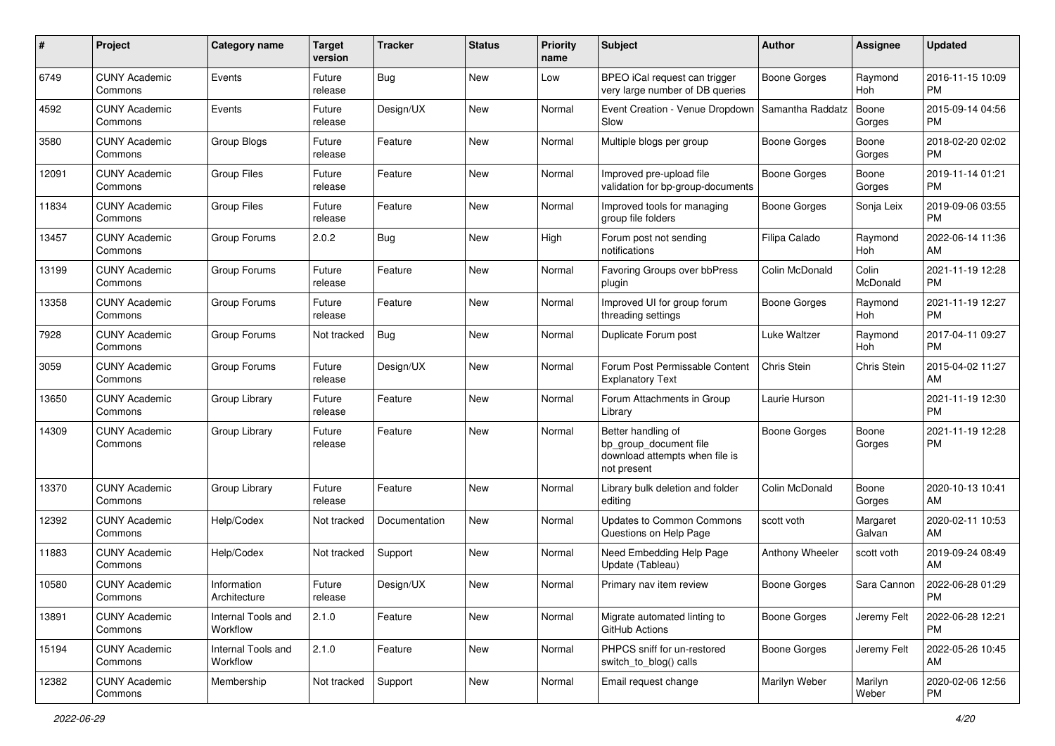| # | Project | Category name | Target version | Tracker | Status | Priority name | Subject | Author | Assignee | Updated |
|---|---|---|---|---|---|---|---|---|---|---|
| 6749 | CUNY Academic Commons | Events | Future release | Bug | New | Low | BPEO iCal request can trigger very large number of DB queries | Boone Gorges | Raymond Hoh | 2016-11-15 10:09 PM |
| 4592 | CUNY Academic Commons | Events | Future release | Design/UX | New | Normal | Event Creation - Venue Dropdown Slow | Samantha Raddatz | Boone Gorges | 2015-09-14 04:56 PM |
| 3580 | CUNY Academic Commons | Group Blogs | Future release | Feature | New | Normal | Multiple blogs per group | Boone Gorges | Boone Gorges | 2018-02-20 02:02 PM |
| 12091 | CUNY Academic Commons | Group Files | Future release | Feature | New | Normal | Improved pre-upload file validation for bp-group-documents | Boone Gorges | Boone Gorges | 2019-11-14 01:21 PM |
| 11834 | CUNY Academic Commons | Group Files | Future release | Feature | New | Normal | Improved tools for managing group file folders | Boone Gorges | Sonja Leix | 2019-09-06 03:55 PM |
| 13457 | CUNY Academic Commons | Group Forums | 2.0.2 | Bug | New | High | Forum post not sending notifications | Filipa Calado | Raymond Hoh | 2022-06-14 11:36 AM |
| 13199 | CUNY Academic Commons | Group Forums | Future release | Feature | New | Normal | Favoring Groups over bbPress plugin | Colin McDonald | Colin McDonald | 2021-11-19 12:28 PM |
| 13358 | CUNY Academic Commons | Group Forums | Future release | Feature | New | Normal | Improved UI for group forum threading settings | Boone Gorges | Raymond Hoh | 2021-11-19 12:27 PM |
| 7928 | CUNY Academic Commons | Group Forums | Not tracked | Bug | New | Normal | Duplicate Forum post | Luke Waltzer | Raymond Hoh | 2017-04-11 09:27 PM |
| 3059 | CUNY Academic Commons | Group Forums | Future release | Design/UX | New | Normal | Forum Post Permissable Content Explanatory Text | Chris Stein | Chris Stein | 2015-04-02 11:27 AM |
| 13650 | CUNY Academic Commons | Group Library | Future release | Feature | New | Normal | Forum Attachments in Group Library | Laurie Hurson | | 2021-11-19 12:30 PM |
| 14309 | CUNY Academic Commons | Group Library | Future release | Feature | New | Normal | Better handling of bp_group_document file download attempts when file is not present | Boone Gorges | Boone Gorges | 2021-11-19 12:28 PM |
| 13370 | CUNY Academic Commons | Group Library | Future release | Feature | New | Normal | Library bulk deletion and folder editing | Colin McDonald | Boone Gorges | 2020-10-13 10:41 AM |
| 12392 | CUNY Academic Commons | Help/Codex | Not tracked | Documentation | New | Normal | Updates to Common Commons Questions on Help Page | scott voth | Margaret Galvan | 2020-02-11 10:53 AM |
| 11883 | CUNY Academic Commons | Help/Codex | Not tracked | Support | New | Normal | Need Embedding Help Page Update (Tableau) | Anthony Wheeler | scott voth | 2019-09-24 08:49 AM |
| 10580 | CUNY Academic Commons | Information Architecture | Future release | Design/UX | New | Normal | Primary nav item review | Boone Gorges | Sara Cannon | 2022-06-28 01:29 PM |
| 13891 | CUNY Academic Commons | Internal Tools and Workflow | 2.1.0 | Feature | New | Normal | Migrate automated linting to GitHub Actions | Boone Gorges | Jeremy Felt | 2022-06-28 12:21 PM |
| 15194 | CUNY Academic Commons | Internal Tools and Workflow | 2.1.0 | Feature | New | Normal | PHPCS sniff for un-restored switch_to_blog() calls | Boone Gorges | Jeremy Felt | 2022-05-26 10:45 AM |
| 12382 | CUNY Academic Commons | Membership | Not tracked | Support | New | Normal | Email request change | Marilyn Weber | Marilyn Weber | 2020-02-06 12:56 PM |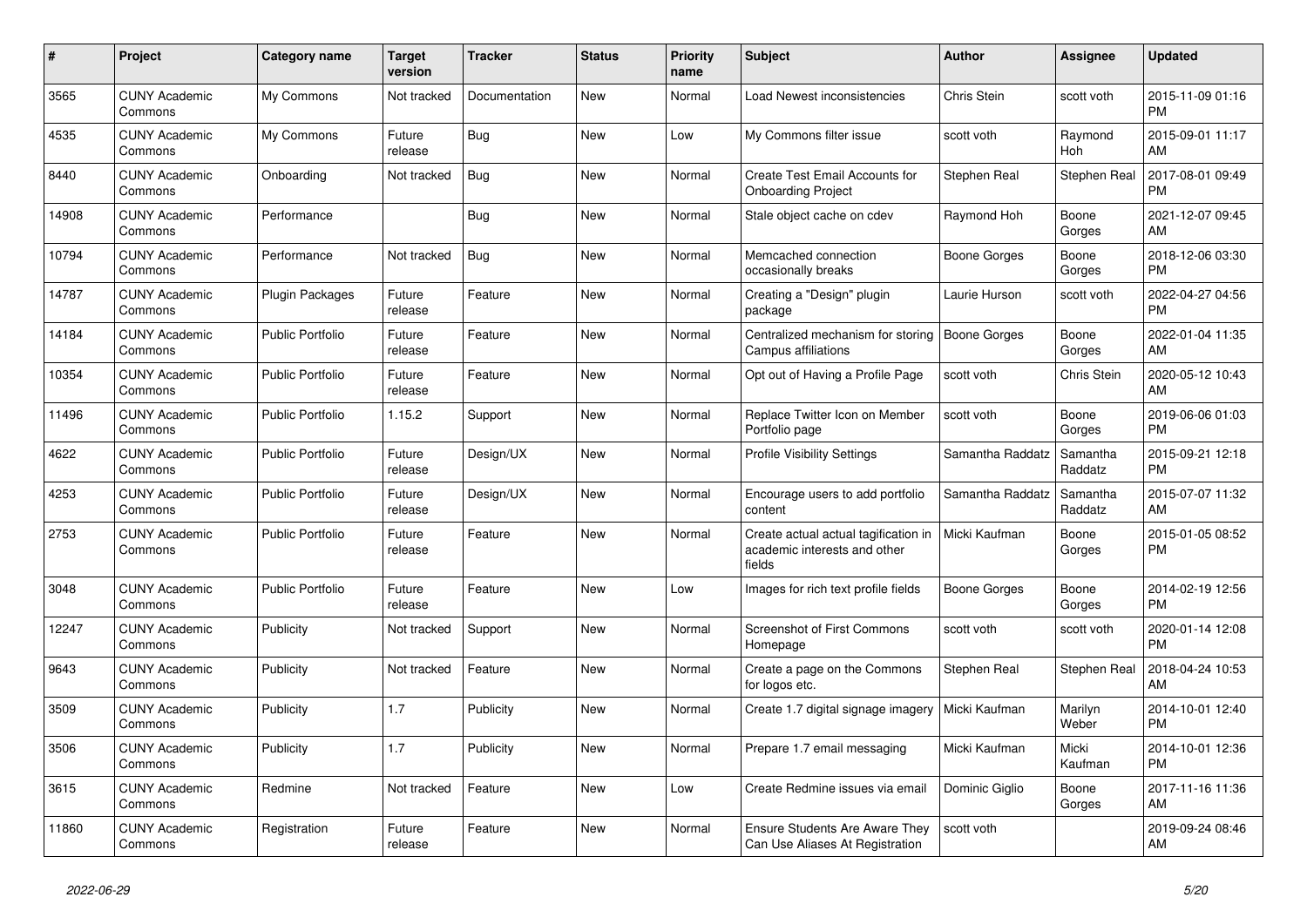| # | Project | Category name | Target version | Tracker | Status | Priority name | Subject | Author | Assignee | Updated |
|---|---|---|---|---|---|---|---|---|---|---|
| 3565 | CUNY Academic Commons | My Commons | Not tracked | Documentation | New | Normal | Load Newest inconsistencies | Chris Stein | scott voth | 2015-11-09 01:16 PM |
| 4535 | CUNY Academic Commons | My Commons | Future release | Bug | New | Low | My Commons filter issue | scott voth | Raymond Hoh | 2015-09-01 11:17 AM |
| 8440 | CUNY Academic Commons | Onboarding | Not tracked | Bug | New | Normal | Create Test Email Accounts for Onboarding Project | Stephen Real | Stephen Real | 2017-08-01 09:49 PM |
| 14908 | CUNY Academic Commons | Performance | | Bug | New | Normal | Stale object cache on cdev | Raymond Hoh | Boone Gorges | 2021-12-07 09:45 AM |
| 10794 | CUNY Academic Commons | Performance | Not tracked | Bug | New | Normal | Memcached connection occasionally breaks | Boone Gorges | Boone Gorges | 2018-12-06 03:30 PM |
| 14787 | CUNY Academic Commons | Plugin Packages | Future release | Feature | New | Normal | Creating a "Design" plugin package | Laurie Hurson | scott voth | 2022-04-27 04:56 PM |
| 14184 | CUNY Academic Commons | Public Portfolio | Future release | Feature | New | Normal | Centralized mechanism for storing Campus affiliations | Boone Gorges | Boone Gorges | 2022-01-04 11:35 AM |
| 10354 | CUNY Academic Commons | Public Portfolio | Future release | Feature | New | Normal | Opt out of Having a Profile Page | scott voth | Chris Stein | 2020-05-12 10:43 AM |
| 11496 | CUNY Academic Commons | Public Portfolio | 1.15.2 | Support | New | Normal | Replace Twitter Icon on Member Portfolio page | scott voth | Boone Gorges | 2019-06-06 01:03 PM |
| 4622 | CUNY Academic Commons | Public Portfolio | Future release | Design/UX | New | Normal | Profile Visibility Settings | Samantha Raddatz | Samantha Raddatz | 2015-09-21 12:18 PM |
| 4253 | CUNY Academic Commons | Public Portfolio | Future release | Design/UX | New | Normal | Encourage users to add portfolio content | Samantha Raddatz | Samantha Raddatz | 2015-07-07 11:32 AM |
| 2753 | CUNY Academic Commons | Public Portfolio | Future release | Feature | New | Normal | Create actual actual tagification in academic interests and other fields | Micki Kaufman | Boone Gorges | 2015-01-05 08:52 PM |
| 3048 | CUNY Academic Commons | Public Portfolio | Future release | Feature | New | Low | Images for rich text profile fields | Boone Gorges | Boone Gorges | 2014-02-19 12:56 PM |
| 12247 | CUNY Academic Commons | Publicity | Not tracked | Support | New | Normal | Screenshot of First Commons Homepage | scott voth | scott voth | 2020-01-14 12:08 PM |
| 9643 | CUNY Academic Commons | Publicity | Not tracked | Feature | New | Normal | Create a page on the Commons for logos etc. | Stephen Real | Stephen Real | 2018-04-24 10:53 AM |
| 3509 | CUNY Academic Commons | Publicity | 1.7 | Publicity | New | Normal | Create 1.7 digital signage imagery | Micki Kaufman | Marilyn Weber | 2014-10-01 12:40 PM |
| 3506 | CUNY Academic Commons | Publicity | 1.7 | Publicity | New | Normal | Prepare 1.7 email messaging | Micki Kaufman | Micki Kaufman | 2014-10-01 12:36 PM |
| 3615 | CUNY Academic Commons | Redmine | Not tracked | Feature | New | Low | Create Redmine issues via email | Dominic Giglio | Boone Gorges | 2017-11-16 11:36 AM |
| 11860 | CUNY Academic Commons | Registration | Future release | Feature | New | Normal | Ensure Students Are Aware They Can Use Aliases At Registration | scott voth | | 2019-09-24 08:46 AM |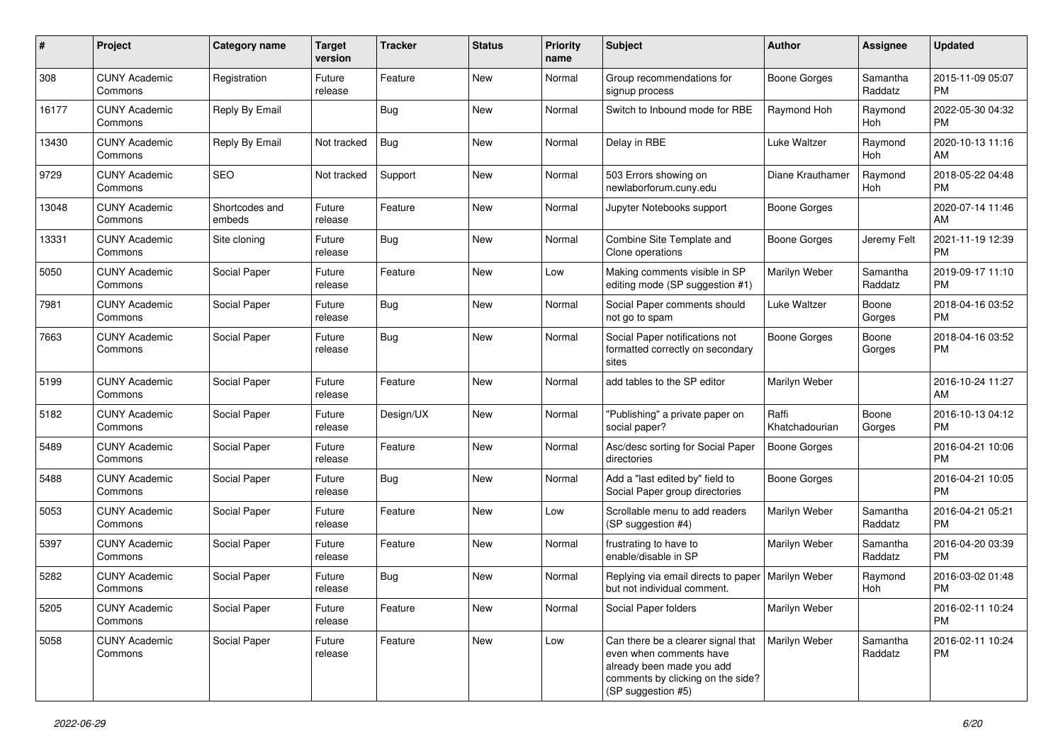| # | Project | Category name | Target version | Tracker | Status | Priority name | Subject | Author | Assignee | Updated |
|---|---|---|---|---|---|---|---|---|---|---|
| 308 | CUNY Academic Commons | Registration | Future release | Feature | New | Normal | Group recommendations for signup process | Boone Gorges | Samantha Raddatz | 2015-11-09 05:07 PM |
| 16177 | CUNY Academic Commons | Reply By Email | | Bug | New | Normal | Switch to Inbound mode for RBE | Raymond Hoh | Raymond Hoh | 2022-05-30 04:32 PM |
| 13430 | CUNY Academic Commons | Reply By Email | Not tracked | Bug | New | Normal | Delay in RBE | Luke Waltzer | Raymond Hoh | 2020-10-13 11:16 AM |
| 9729 | CUNY Academic Commons | SEO | Not tracked | Support | New | Normal | 503 Errors showing on newlaborforum.cuny.edu | Diane Krauthamer | Raymond Hoh | 2018-05-22 04:48 PM |
| 13048 | CUNY Academic Commons | Shortcodes and embeds | Future release | Feature | New | Normal | Jupyter Notebooks support | Boone Gorges | | 2020-07-14 11:46 AM |
| 13331 | CUNY Academic Commons | Site cloning | Future release | Bug | New | Normal | Combine Site Template and Clone operations | Boone Gorges | Jeremy Felt | 2021-11-19 12:39 PM |
| 5050 | CUNY Academic Commons | Social Paper | Future release | Feature | New | Low | Making comments visible in SP editing mode (SP suggestion #1) | Marilyn Weber | Samantha Raddatz | 2019-09-17 11:10 PM |
| 7981 | CUNY Academic Commons | Social Paper | Future release | Bug | New | Normal | Social Paper comments should not go to spam | Luke Waltzer | Boone Gorges | 2018-04-16 03:52 PM |
| 7663 | CUNY Academic Commons | Social Paper | Future release | Bug | New | Normal | Social Paper notifications not formatted correctly on secondary sites | Boone Gorges | Boone Gorges | 2018-04-16 03:52 PM |
| 5199 | CUNY Academic Commons | Social Paper | Future release | Feature | New | Normal | add tables to the SP editor | Marilyn Weber | | 2016-10-24 11:27 AM |
| 5182 | CUNY Academic Commons | Social Paper | Future release | Design/UX | New | Normal | "Publishing" a private paper on social paper? | Raffi Khatchadourian | Boone Gorges | 2016-10-13 04:12 PM |
| 5489 | CUNY Academic Commons | Social Paper | Future release | Feature | New | Normal | Asc/desc sorting for Social Paper directories | Boone Gorges | | 2016-04-21 10:06 PM |
| 5488 | CUNY Academic Commons | Social Paper | Future release | Bug | New | Normal | Add a "last edited by" field to Social Paper group directories | Boone Gorges | | 2016-04-21 10:05 PM |
| 5053 | CUNY Academic Commons | Social Paper | Future release | Feature | New | Low | Scrollable menu to add readers (SP suggestion #4) | Marilyn Weber | Samantha Raddatz | 2016-04-21 05:21 PM |
| 5397 | CUNY Academic Commons | Social Paper | Future release | Feature | New | Normal | frustrating to have to enable/disable in SP | Marilyn Weber | Samantha Raddatz | 2016-04-20 03:39 PM |
| 5282 | CUNY Academic Commons | Social Paper | Future release | Bug | New | Normal | Replying via email directs to paper but not individual comment. | Marilyn Weber | Raymond Hoh | 2016-03-02 01:48 PM |
| 5205 | CUNY Academic Commons | Social Paper | Future release | Feature | New | Normal | Social Paper folders | Marilyn Weber | | 2016-02-11 10:24 PM |
| 5058 | CUNY Academic Commons | Social Paper | Future release | Feature | New | Low | Can there be a clearer signal that even when comments have already been made you add comments by clicking on the side? (SP suggestion #5) | Marilyn Weber | Samantha Raddatz | 2016-02-11 10:24 PM |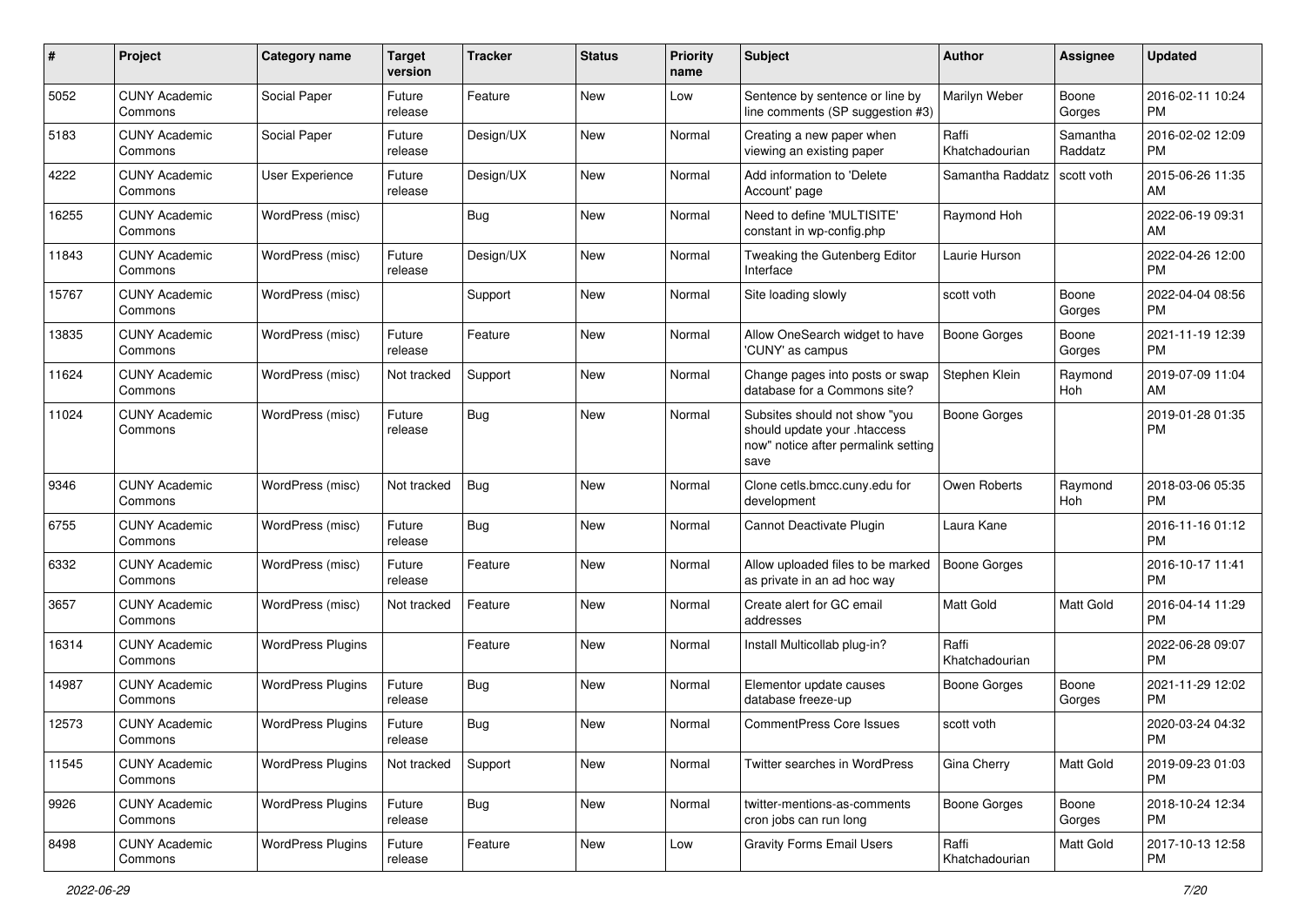| # | Project | Category name | Target version | Tracker | Status | Priority name | Subject | Author | Assignee | Updated |
|---|---|---|---|---|---|---|---|---|---|---|
| 5052 | CUNY Academic Commons | Social Paper | Future release | Feature | New | Low | Sentence by sentence or line by line comments (SP suggestion #3) | Marilyn Weber | Boone Gorges | 2016-02-11 10:24 PM |
| 5183 | CUNY Academic Commons | Social Paper | Future release | Design/UX | New | Normal | Creating a new paper when viewing an existing paper | Raffi Khatchadourian | Samantha Raddatz | 2016-02-02 12:09 PM |
| 4222 | CUNY Academic Commons | User Experience | Future release | Design/UX | New | Normal | Add information to 'Delete Account' page | Samantha Raddatz | scott voth | 2015-06-26 11:35 AM |
| 16255 | CUNY Academic Commons | WordPress (misc) | | Bug | New | Normal | Need to define 'MULTISITE' constant in wp-config.php | Raymond Hoh | | 2022-06-19 09:31 AM |
| 11843 | CUNY Academic Commons | WordPress (misc) | Future release | Design/UX | New | Normal | Tweaking the Gutenberg Editor Interface | Laurie Hurson | | 2022-04-26 12:00 PM |
| 15767 | CUNY Academic Commons | WordPress (misc) | | Support | New | Normal | Site loading slowly | scott voth | Boone Gorges | 2022-04-04 08:56 PM |
| 13835 | CUNY Academic Commons | WordPress (misc) | Future release | Feature | New | Normal | Allow OneSearch widget to have 'CUNY' as campus | Boone Gorges | Boone Gorges | 2021-11-19 12:39 PM |
| 11624 | CUNY Academic Commons | WordPress (misc) | Not tracked | Support | New | Normal | Change pages into posts or swap database for a Commons site? | Stephen Klein | Raymond Hoh | 2019-07-09 11:04 AM |
| 11024 | CUNY Academic Commons | WordPress (misc) | Future release | Bug | New | Normal | Subsites should not show "you should update your .htaccess now" notice after permalink setting save | Boone Gorges | | 2019-01-28 01:35 PM |
| 9346 | CUNY Academic Commons | WordPress (misc) | Not tracked | Bug | New | Normal | Clone cetls.bmcc.cuny.edu for development | Owen Roberts | Raymond Hoh | 2018-03-06 05:35 PM |
| 6755 | CUNY Academic Commons | WordPress (misc) | Future release | Bug | New | Normal | Cannot Deactivate Plugin | Laura Kane | | 2016-11-16 01:12 PM |
| 6332 | CUNY Academic Commons | WordPress (misc) | Future release | Feature | New | Normal | Allow uploaded files to be marked as private in an ad hoc way | Boone Gorges | | 2016-10-17 11:41 PM |
| 3657 | CUNY Academic Commons | WordPress (misc) | Not tracked | Feature | New | Normal | Create alert for GC email addresses | Matt Gold | Matt Gold | 2016-04-14 11:29 PM |
| 16314 | CUNY Academic Commons | WordPress Plugins | | Feature | New | Normal | Install Multicollab plug-in? | Raffi Khatchadourian | | 2022-06-28 09:07 PM |
| 14987 | CUNY Academic Commons | WordPress Plugins | Future release | Bug | New | Normal | Elementor update causes database freeze-up | Boone Gorges | Boone Gorges | 2021-11-29 12:02 PM |
| 12573 | CUNY Academic Commons | WordPress Plugins | Future release | Bug | New | Normal | CommentPress Core Issues | scott voth | | 2020-03-24 04:32 PM |
| 11545 | CUNY Academic Commons | WordPress Plugins | Not tracked | Support | New | Normal | Twitter searches in WordPress | Gina Cherry | Matt Gold | 2019-09-23 01:03 PM |
| 9926 | CUNY Academic Commons | WordPress Plugins | Future release | Bug | New | Normal | twitter-mentions-as-comments cron jobs can run long | Boone Gorges | Boone Gorges | 2018-10-24 12:34 PM |
| 8498 | CUNY Academic Commons | WordPress Plugins | Future release | Feature | New | Low | Gravity Forms Email Users | Raffi Khatchadourian | Matt Gold | 2017-10-13 12:58 PM |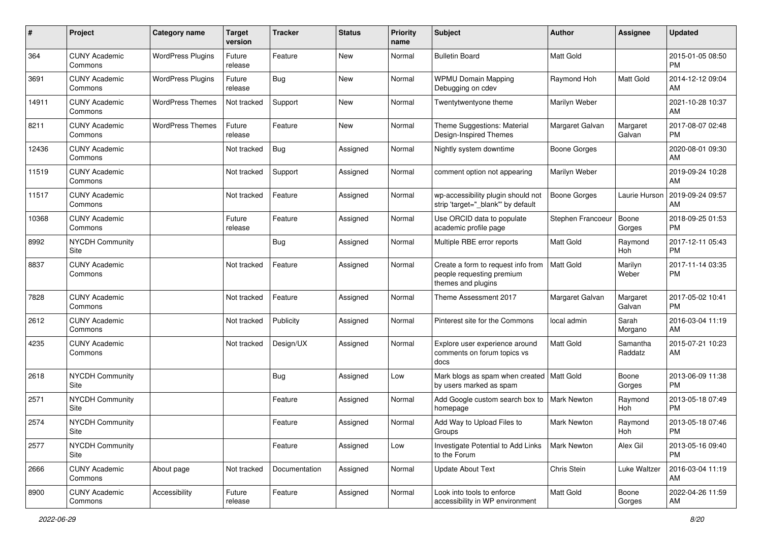| # | Project | Category name | Target version | Tracker | Status | Priority name | Subject | Author | Assignee | Updated |
|---|---|---|---|---|---|---|---|---|---|---|
| 364 | CUNY Academic Commons | WordPress Plugins | Future release | Feature | New | Normal | Bulletin Board | Matt Gold | | 2015-01-05 08:50 PM |
| 3691 | CUNY Academic Commons | WordPress Plugins | Future release | Bug | New | Normal | WPMU Domain Mapping Debugging on cdev | Raymond Hoh | Matt Gold | 2014-12-12 09:04 AM |
| 14911 | CUNY Academic Commons | WordPress Themes | Not tracked | Support | New | Normal | Twentytwentyone theme | Marilyn Weber | | 2021-10-28 10:37 AM |
| 8211 | CUNY Academic Commons | WordPress Themes | Future release | Feature | New | Normal | Theme Suggestions: Material Design-Inspired Themes | Margaret Galvan | Margaret Galvan | 2017-08-07 02:48 PM |
| 12436 | CUNY Academic Commons | | Not tracked | Bug | Assigned | Normal | Nightly system downtime | Boone Gorges | | 2020-08-01 09:30 AM |
| 11519 | CUNY Academic Commons | | Not tracked | Support | Assigned | Normal | comment option not appearing | Marilyn Weber | | 2019-09-24 10:28 AM |
| 11517 | CUNY Academic Commons | | Not tracked | Feature | Assigned | Normal | wp-accessibility plugin should not strip 'target="_blank"' by default | Boone Gorges | Laurie Hurson | 2019-09-24 09:57 AM |
| 10368 | CUNY Academic Commons | | Future release | Feature | Assigned | Normal | Use ORCID data to populate academic profile page | Stephen Francoeur | Boone Gorges | 2018-09-25 01:53 PM |
| 8992 | NYCDH Community Site | | | Bug | Assigned | Normal | Multiple RBE error reports | Matt Gold | Raymond Hoh | 2017-12-11 05:43 PM |
| 8837 | CUNY Academic Commons | | Not tracked | Feature | Assigned | Normal | Create a form to request info from people requesting premium themes and plugins | Matt Gold | Marilyn Weber | 2017-11-14 03:35 PM |
| 7828 | CUNY Academic Commons | | Not tracked | Feature | Assigned | Normal | Theme Assessment 2017 | Margaret Galvan | Margaret Galvan | 2017-05-02 10:41 PM |
| 2612 | CUNY Academic Commons | | Not tracked | Publicity | Assigned | Normal | Pinterest site for the Commons | local admin | Sarah Morgano | 2016-03-04 11:19 AM |
| 4235 | CUNY Academic Commons | | Not tracked | Design/UX | Assigned | Normal | Explore user experience around comments on forum topics vs docs | Matt Gold | Samantha Raddatz | 2015-07-21 10:23 AM |
| 2618 | NYCDH Community Site | | | Bug | Assigned | Low | Mark blogs as spam when created by users marked as spam | Matt Gold | Boone Gorges | 2013-06-09 11:38 PM |
| 2571 | NYCDH Community Site | | | Feature | Assigned | Normal | Add Google custom search box to homepage | Mark Newton | Raymond Hoh | 2013-05-18 07:49 PM |
| 2574 | NYCDH Community Site | | | Feature | Assigned | Normal | Add Way to Upload Files to Groups | Mark Newton | Raymond Hoh | 2013-05-18 07:46 PM |
| 2577 | NYCDH Community Site | | | Feature | Assigned | Low | Investigate Potential to Add Links to the Forum | Mark Newton | Alex Gil | 2013-05-16 09:40 PM |
| 2666 | CUNY Academic Commons | About page | Not tracked | Documentation | Assigned | Normal | Update About Text | Chris Stein | Luke Waltzer | 2016-03-04 11:19 AM |
| 8900 | CUNY Academic Commons | Accessibility | Future release | Feature | Assigned | Normal | Look into tools to enforce accessibility in WP environment | Matt Gold | Boone Gorges | 2022-04-26 11:59 AM |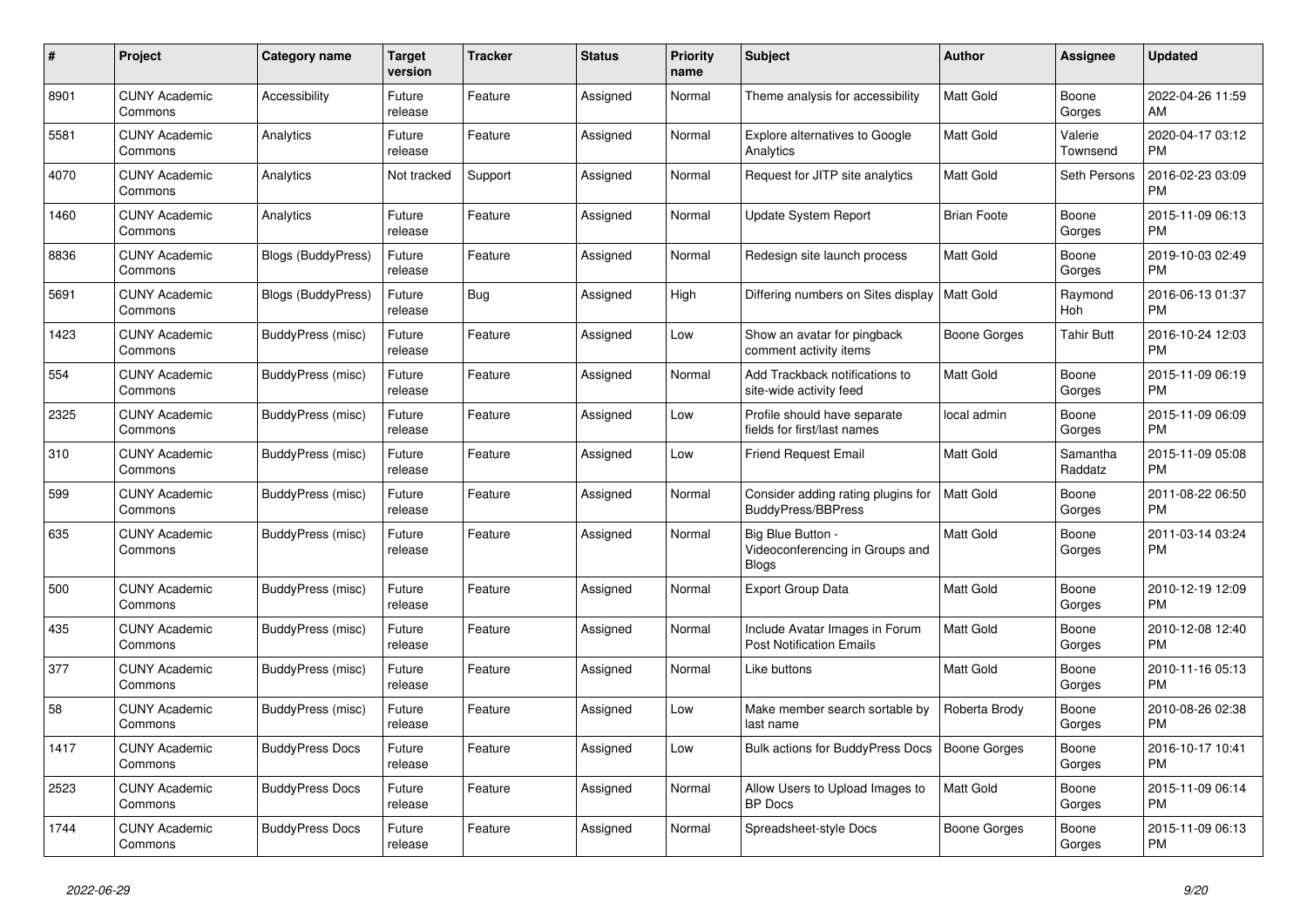| # | Project | Category name | Target version | Tracker | Status | Priority name | Subject | Author | Assignee | Updated |
|---|---|---|---|---|---|---|---|---|---|---|
| 8901 | CUNY Academic Commons | Accessibility | Future release | Feature | Assigned | Normal | Theme analysis for accessibility | Matt Gold | Boone Gorges | 2022-04-26 11:59 AM |
| 5581 | CUNY Academic Commons | Analytics | Future release | Feature | Assigned | Normal | Explore alternatives to Google Analytics | Matt Gold | Valerie Townsend | 2020-04-17 03:12 PM |
| 4070 | CUNY Academic Commons | Analytics | Not tracked | Support | Assigned | Normal | Request for JITP site analytics | Matt Gold | Seth Persons | 2016-02-23 03:09 PM |
| 1460 | CUNY Academic Commons | Analytics | Future release | Feature | Assigned | Normal | Update System Report | Brian Foote | Boone Gorges | 2015-11-09 06:13 PM |
| 8836 | CUNY Academic Commons | Blogs (BuddyPress) | Future release | Feature | Assigned | Normal | Redesign site launch process | Matt Gold | Boone Gorges | 2019-10-03 02:49 PM |
| 5691 | CUNY Academic Commons | Blogs (BuddyPress) | Future release | Bug | Assigned | High | Differing numbers on Sites display | Matt Gold | Raymond Hoh | 2016-06-13 01:37 PM |
| 1423 | CUNY Academic Commons | BuddyPress (misc) | Future release | Feature | Assigned | Low | Show an avatar for pingback comment activity items | Boone Gorges | Tahir Butt | 2016-10-24 12:03 PM |
| 554 | CUNY Academic Commons | BuddyPress (misc) | Future release | Feature | Assigned | Normal | Add Trackback notifications to site-wide activity feed | Matt Gold | Boone Gorges | 2015-11-09 06:19 PM |
| 2325 | CUNY Academic Commons | BuddyPress (misc) | Future release | Feature | Assigned | Low | Profile should have separate fields for first/last names | local admin | Boone Gorges | 2015-11-09 06:09 PM |
| 310 | CUNY Academic Commons | BuddyPress (misc) | Future release | Feature | Assigned | Low | Friend Request Email | Matt Gold | Samantha Raddatz | 2015-11-09 05:08 PM |
| 599 | CUNY Academic Commons | BuddyPress (misc) | Future release | Feature | Assigned | Normal | Consider adding rating plugins for BuddyPress/BBPress | Matt Gold | Boone Gorges | 2011-08-22 06:50 PM |
| 635 | CUNY Academic Commons | BuddyPress (misc) | Future release | Feature | Assigned | Normal | Big Blue Button - Videoconferencing in Groups and Blogs | Matt Gold | Boone Gorges | 2011-03-14 03:24 PM |
| 500 | CUNY Academic Commons | BuddyPress (misc) | Future release | Feature | Assigned | Normal | Export Group Data | Matt Gold | Boone Gorges | 2010-12-19 12:09 PM |
| 435 | CUNY Academic Commons | BuddyPress (misc) | Future release | Feature | Assigned | Normal | Include Avatar Images in Forum Post Notification Emails | Matt Gold | Boone Gorges | 2010-12-08 12:40 PM |
| 377 | CUNY Academic Commons | BuddyPress (misc) | Future release | Feature | Assigned | Normal | Like buttons | Matt Gold | Boone Gorges | 2010-11-16 05:13 PM |
| 58 | CUNY Academic Commons | BuddyPress (misc) | Future release | Feature | Assigned | Low | Make member search sortable by last name | Roberta Brody | Boone Gorges | 2010-08-26 02:38 PM |
| 1417 | CUNY Academic Commons | BuddyPress Docs | Future release | Feature | Assigned | Low | Bulk actions for BuddyPress Docs | Boone Gorges | Boone Gorges | 2016-10-17 10:41 PM |
| 2523 | CUNY Academic Commons | BuddyPress Docs | Future release | Feature | Assigned | Normal | Allow Users to Upload Images to BP Docs | Matt Gold | Boone Gorges | 2015-11-09 06:14 PM |
| 1744 | CUNY Academic Commons | BuddyPress Docs | Future release | Feature | Assigned | Normal | Spreadsheet-style Docs | Boone Gorges | Boone Gorges | 2015-11-09 06:13 PM |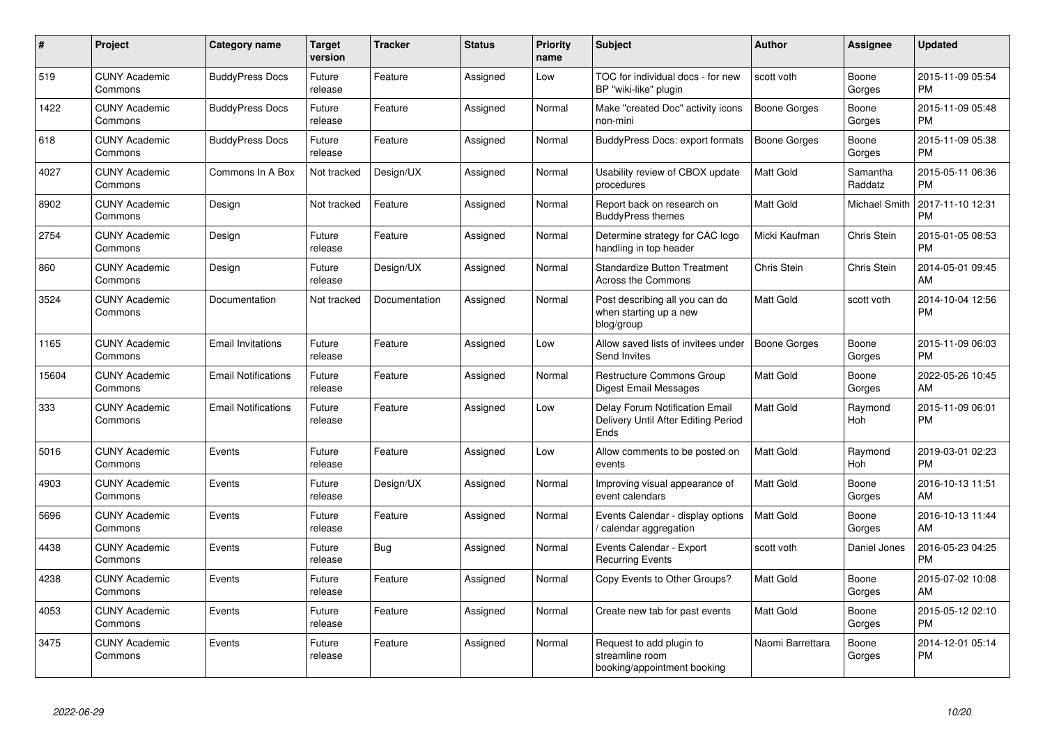| # | Project | Category name | Target version | Tracker | Status | Priority name | Subject | Author | Assignee | Updated |
|---|---|---|---|---|---|---|---|---|---|---|
| 519 | CUNY Academic Commons | BuddyPress Docs | Future release | Feature | Assigned | Low | TOC for individual docs - for new BP "wiki-like" plugin | scott voth | Boone Gorges | 2015-11-09 05:54 PM |
| 1422 | CUNY Academic Commons | BuddyPress Docs | Future release | Feature | Assigned | Normal | Make "created Doc" activity icons non-mini | Boone Gorges | Boone Gorges | 2015-11-09 05:48 PM |
| 618 | CUNY Academic Commons | BuddyPress Docs | Future release | Feature | Assigned | Normal | BuddyPress Docs: export formats | Boone Gorges | Boone Gorges | 2015-11-09 05:38 PM |
| 4027 | CUNY Academic Commons | Commons In A Box | Not tracked | Design/UX | Assigned | Normal | Usability review of CBOX update procedures | Matt Gold | Samantha Raddatz | 2015-05-11 06:36 PM |
| 8902 | CUNY Academic Commons | Design | Not tracked | Feature | Assigned | Normal | Report back on research on BuddyPress themes | Matt Gold | Michael Smith | 2017-11-10 12:31 PM |
| 2754 | CUNY Academic Commons | Design | Future release | Feature | Assigned | Normal | Determine strategy for CAC logo handling in top header | Micki Kaufman | Chris Stein | 2015-01-05 08:53 PM |
| 860 | CUNY Academic Commons | Design | Future release | Design/UX | Assigned | Normal | Standardize Button Treatment Across the Commons | Chris Stein | Chris Stein | 2014-05-01 09:45 AM |
| 3524 | CUNY Academic Commons | Documentation | Not tracked | Documentation | Assigned | Normal | Post describing all you can do when starting up a new blog/group | Matt Gold | scott voth | 2014-10-04 12:56 PM |
| 1165 | CUNY Academic Commons | Email Invitations | Future release | Feature | Assigned | Low | Allow saved lists of invitees under Send Invites | Boone Gorges | Boone Gorges | 2015-11-09 06:03 PM |
| 15604 | CUNY Academic Commons | Email Notifications | Future release | Feature | Assigned | Normal | Restructure Commons Group Digest Email Messages | Matt Gold | Boone Gorges | 2022-05-26 10:45 AM |
| 333 | CUNY Academic Commons | Email Notifications | Future release | Feature | Assigned | Low | Delay Forum Notification Email Delivery Until After Editing Period Ends | Matt Gold | Raymond Hoh | 2015-11-09 06:01 PM |
| 5016 | CUNY Academic Commons | Events | Future release | Feature | Assigned | Low | Allow comments to be posted on events | Matt Gold | Raymond Hoh | 2019-03-01 02:23 PM |
| 4903 | CUNY Academic Commons | Events | Future release | Design/UX | Assigned | Normal | Improving visual appearance of event calendars | Matt Gold | Boone Gorges | 2016-10-13 11:51 AM |
| 5696 | CUNY Academic Commons | Events | Future release | Feature | Assigned | Normal | Events Calendar - display options / calendar aggregation | Matt Gold | Boone Gorges | 2016-10-13 11:44 AM |
| 4438 | CUNY Academic Commons | Events | Future release | Bug | Assigned | Normal | Events Calendar - Export Recurring Events | scott voth | Daniel Jones | 2016-05-23 04:25 PM |
| 4238 | CUNY Academic Commons | Events | Future release | Feature | Assigned | Normal | Copy Events to Other Groups? | Matt Gold | Boone Gorges | 2015-07-02 10:08 AM |
| 4053 | CUNY Academic Commons | Events | Future release | Feature | Assigned | Normal | Create new tab for past events | Matt Gold | Boone Gorges | 2015-05-12 02:10 PM |
| 3475 | CUNY Academic Commons | Events | Future release | Feature | Assigned | Normal | Request to add plugin to streamline room booking/appointment booking | Naomi Barrettara | Boone Gorges | 2014-12-01 05:14 PM |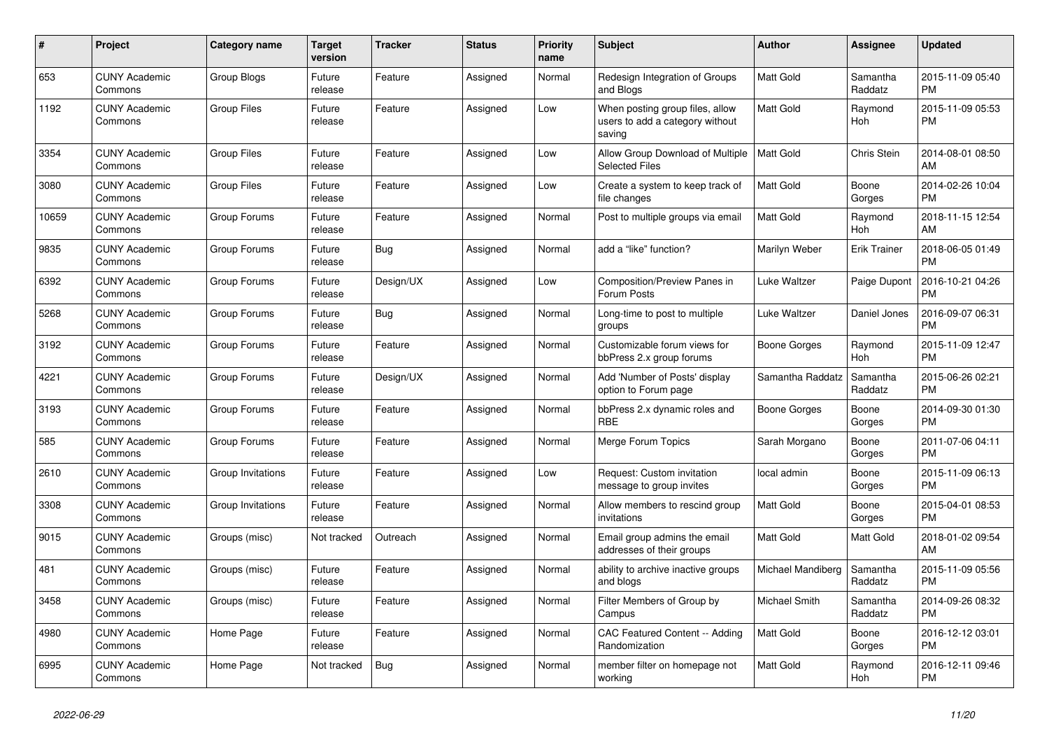| # | Project | Category name | Target version | Tracker | Status | Priority name | Subject | Author | Assignee | Updated |
|---|---|---|---|---|---|---|---|---|---|---|
| 653 | CUNY Academic Commons | Group Blogs | Future release | Feature | Assigned | Normal | Redesign Integration of Groups and Blogs | Matt Gold | Samantha Raddatz | 2015-11-09 05:40 PM |
| 1192 | CUNY Academic Commons | Group Files | Future release | Feature | Assigned | Low | When posting group files, allow users to add a category without saving | Matt Gold | Raymond Hoh | 2015-11-09 05:53 PM |
| 3354 | CUNY Academic Commons | Group Files | Future release | Feature | Assigned | Low | Allow Group Download of Multiple Selected Files | Matt Gold | Chris Stein | 2014-08-01 08:50 AM |
| 3080 | CUNY Academic Commons | Group Files | Future release | Feature | Assigned | Low | Create a system to keep track of file changes | Matt Gold | Boone Gorges | 2014-02-26 10:04 PM |
| 10659 | CUNY Academic Commons | Group Forums | Future release | Feature | Assigned | Normal | Post to multiple groups via email | Matt Gold | Raymond Hoh | 2018-11-15 12:54 AM |
| 9835 | CUNY Academic Commons | Group Forums | Future release | Bug | Assigned | Normal | add a "like" function? | Marilyn Weber | Erik Trainer | 2018-06-05 01:49 PM |
| 6392 | CUNY Academic Commons | Group Forums | Future release | Design/UX | Assigned | Low | Composition/Preview Panes in Forum Posts | Luke Waltzer | Paige Dupont | 2016-10-21 04:26 PM |
| 5268 | CUNY Academic Commons | Group Forums | Future release | Bug | Assigned | Normal | Long-time to post to multiple groups | Luke Waltzer | Daniel Jones | 2016-09-07 06:31 PM |
| 3192 | CUNY Academic Commons | Group Forums | Future release | Feature | Assigned | Normal | Customizable forum views for bbPress 2.x group forums | Boone Gorges | Raymond Hoh | 2015-11-09 12:47 PM |
| 4221 | CUNY Academic Commons | Group Forums | Future release | Design/UX | Assigned | Normal | Add 'Number of Posts' display option to Forum page | Samantha Raddatz | Samantha Raddatz | 2015-06-26 02:21 PM |
| 3193 | CUNY Academic Commons | Group Forums | Future release | Feature | Assigned | Normal | bbPress 2.x dynamic roles and RBE | Boone Gorges | Boone Gorges | 2014-09-30 01:30 PM |
| 585 | CUNY Academic Commons | Group Forums | Future release | Feature | Assigned | Normal | Merge Forum Topics | Sarah Morgano | Boone Gorges | 2011-07-06 04:11 PM |
| 2610 | CUNY Academic Commons | Group Invitations | Future release | Feature | Assigned | Low | Request: Custom invitation message to group invites | local admin | Boone Gorges | 2015-11-09 06:13 PM |
| 3308 | CUNY Academic Commons | Group Invitations | Future release | Feature | Assigned | Normal | Allow members to rescind group invitations | Matt Gold | Boone Gorges | 2015-04-01 08:53 PM |
| 9015 | CUNY Academic Commons | Groups (misc) | Not tracked | Outreach | Assigned | Normal | Email group admins the email addresses of their groups | Matt Gold | Matt Gold | 2018-01-02 09:54 AM |
| 481 | CUNY Academic Commons | Groups (misc) | Future release | Feature | Assigned | Normal | ability to archive inactive groups and blogs | Michael Mandiberg | Samantha Raddatz | 2015-11-09 05:56 PM |
| 3458 | CUNY Academic Commons | Groups (misc) | Future release | Feature | Assigned | Normal | Filter Members of Group by Campus | Michael Smith | Samantha Raddatz | 2014-09-26 08:32 PM |
| 4980 | CUNY Academic Commons | Home Page | Future release | Feature | Assigned | Normal | CAC Featured Content -- Adding Randomization | Matt Gold | Boone Gorges | 2016-12-12 03:01 PM |
| 6995 | CUNY Academic Commons | Home Page | Not tracked | Bug | Assigned | Normal | member filter on homepage not working | Matt Gold | Raymond Hoh | 2016-12-11 09:46 PM |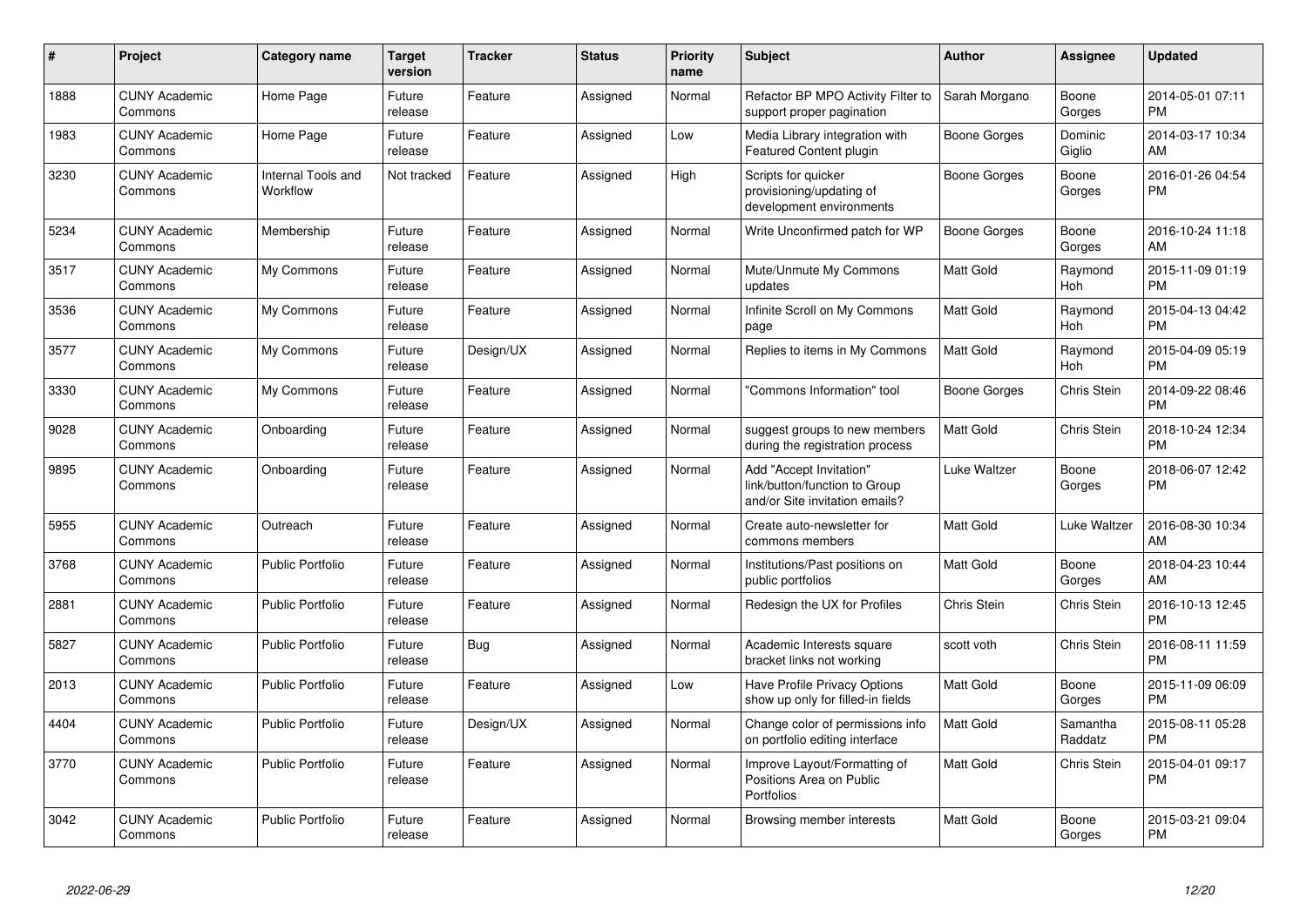| # | Project | Category name | Target version | Tracker | Status | Priority name | Subject | Author | Assignee | Updated |
|---|---|---|---|---|---|---|---|---|---|---|
| 1888 | CUNY Academic Commons | Home Page | Future release | Feature | Assigned | Normal | Refactor BP MPO Activity Filter to support proper pagination | Sarah Morgano | Boone Gorges | 2014-05-01 07:11 PM |
| 1983 | CUNY Academic Commons | Home Page | Future release | Feature | Assigned | Low | Media Library integration with Featured Content plugin | Boone Gorges | Dominic Giglio | 2014-03-17 10:34 AM |
| 3230 | CUNY Academic Commons | Internal Tools and Workflow | Not tracked | Feature | Assigned | High | Scripts for quicker provisioning/updating of development environments | Boone Gorges | Boone Gorges | 2016-01-26 04:54 PM |
| 5234 | CUNY Academic Commons | Membership | Future release | Feature | Assigned | Normal | Write Unconfirmed patch for WP | Boone Gorges | Boone Gorges | 2016-10-24 11:18 AM |
| 3517 | CUNY Academic Commons | My Commons | Future release | Feature | Assigned | Normal | Mute/Unmute My Commons updates | Matt Gold | Raymond Hoh | 2015-11-09 01:19 PM |
| 3536 | CUNY Academic Commons | My Commons | Future release | Feature | Assigned | Normal | Infinite Scroll on My Commons page | Matt Gold | Raymond Hoh | 2015-04-13 04:42 PM |
| 3577 | CUNY Academic Commons | My Commons | Future release | Design/UX | Assigned | Normal | Replies to items in My Commons | Matt Gold | Raymond Hoh | 2015-04-09 05:19 PM |
| 3330 | CUNY Academic Commons | My Commons | Future release | Feature | Assigned | Normal | "Commons Information" tool | Boone Gorges | Chris Stein | 2014-09-22 08:46 PM |
| 9028 | CUNY Academic Commons | Onboarding | Future release | Feature | Assigned | Normal | suggest groups to new members during the registration process | Matt Gold | Chris Stein | 2018-10-24 12:34 PM |
| 9895 | CUNY Academic Commons | Onboarding | Future release | Feature | Assigned | Normal | Add "Accept Invitation" link/button/function to Group and/or Site invitation emails? | Luke Waltzer | Boone Gorges | 2018-06-07 12:42 PM |
| 5955 | CUNY Academic Commons | Outreach | Future release | Feature | Assigned | Normal | Create auto-newsletter for commons members | Matt Gold | Luke Waltzer | 2016-08-30 10:34 AM |
| 3768 | CUNY Academic Commons | Public Portfolio | Future release | Feature | Assigned | Normal | Institutions/Past positions on public portfolios | Matt Gold | Boone Gorges | 2018-04-23 10:44 AM |
| 2881 | CUNY Academic Commons | Public Portfolio | Future release | Feature | Assigned | Normal | Redesign the UX for Profiles | Chris Stein | Chris Stein | 2016-10-13 12:45 PM |
| 5827 | CUNY Academic Commons | Public Portfolio | Future release | Bug | Assigned | Normal | Academic Interests square bracket links not working | scott voth | Chris Stein | 2016-08-11 11:59 PM |
| 2013 | CUNY Academic Commons | Public Portfolio | Future release | Feature | Assigned | Low | Have Profile Privacy Options show up only for filled-in fields | Matt Gold | Boone Gorges | 2015-11-09 06:09 PM |
| 4404 | CUNY Academic Commons | Public Portfolio | Future release | Design/UX | Assigned | Normal | Change color of permissions info on portfolio editing interface | Matt Gold | Samantha Raddatz | 2015-08-11 05:28 PM |
| 3770 | CUNY Academic Commons | Public Portfolio | Future release | Feature | Assigned | Normal | Improve Layout/Formatting of Positions Area on Public Portfolios | Matt Gold | Chris Stein | 2015-04-01 09:17 PM |
| 3042 | CUNY Academic Commons | Public Portfolio | Future release | Feature | Assigned | Normal | Browsing member interests | Matt Gold | Boone Gorges | 2015-03-21 09:04 PM |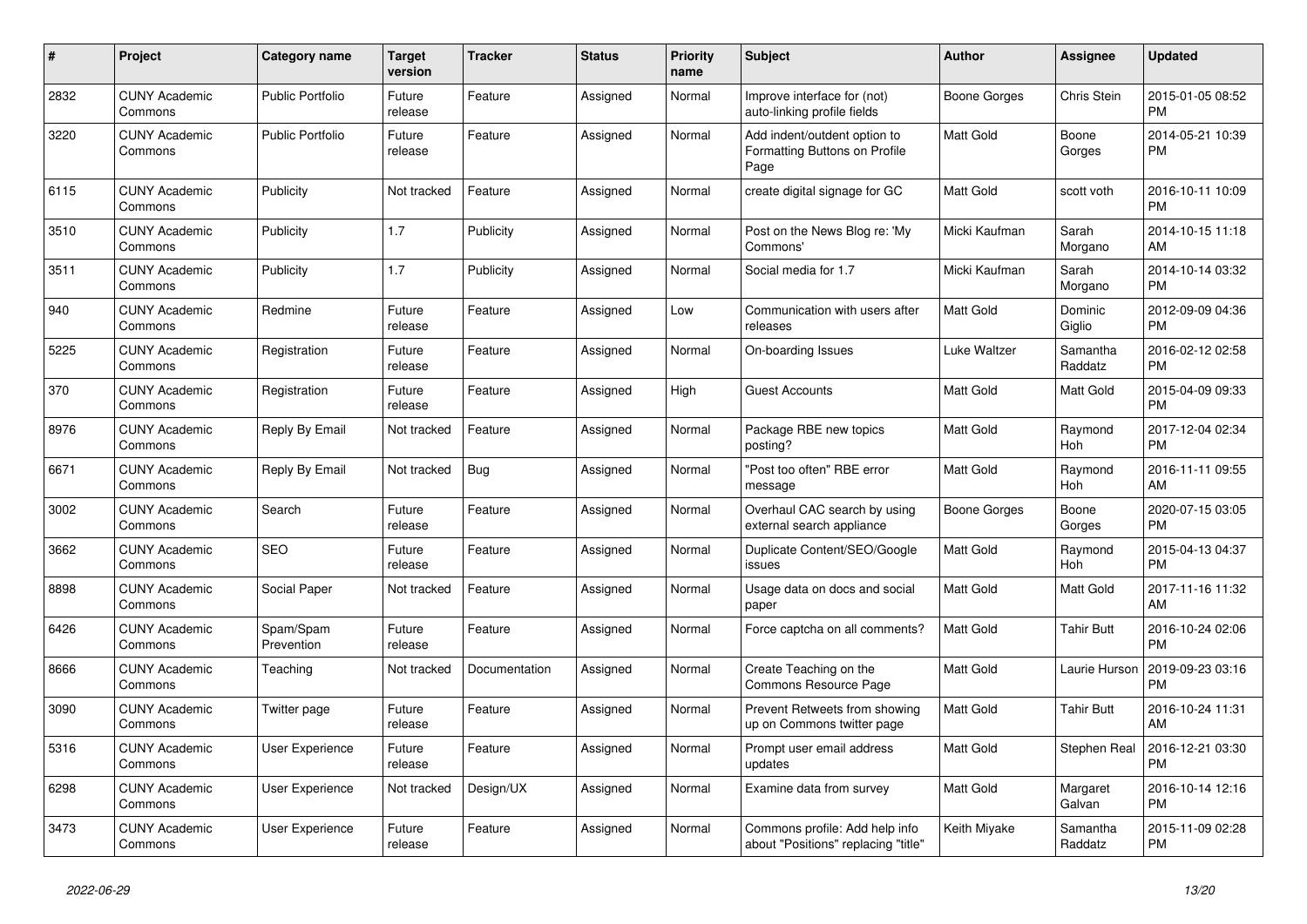| # | Project | Category name | Target version | Tracker | Status | Priority name | Subject | Author | Assignee | Updated |
|---|---|---|---|---|---|---|---|---|---|---|
| 2832 | CUNY Academic Commons | Public Portfolio | Future release | Feature | Assigned | Normal | Improve interface for (not) auto-linking profile fields | Boone Gorges | Chris Stein | 2015-01-05 08:52 PM |
| 3220 | CUNY Academic Commons | Public Portfolio | Future release | Feature | Assigned | Normal | Add indent/outdent option to Formatting Buttons on Profile Page | Matt Gold | Boone Gorges | 2014-05-21 10:39 PM |
| 6115 | CUNY Academic Commons | Publicity | Not tracked | Feature | Assigned | Normal | create digital signage for GC | Matt Gold | scott voth | 2016-10-11 10:09 PM |
| 3510 | CUNY Academic Commons | Publicity | 1.7 | Publicity | Assigned | Normal | Post on the News Blog re: 'My Commons' | Micki Kaufman | Sarah Morgano | 2014-10-15 11:18 AM |
| 3511 | CUNY Academic Commons | Publicity | 1.7 | Publicity | Assigned | Normal | Social media for 1.7 | Micki Kaufman | Sarah Morgano | 2014-10-14 03:32 PM |
| 940 | CUNY Academic Commons | Redmine | Future release | Feature | Assigned | Low | Communication with users after releases | Matt Gold | Dominic Giglio | 2012-09-09 04:36 PM |
| 5225 | CUNY Academic Commons | Registration | Future release | Feature | Assigned | Normal | On-boarding Issues | Luke Waltzer | Samantha Raddatz | 2016-02-12 02:58 PM |
| 370 | CUNY Academic Commons | Registration | Future release | Feature | Assigned | High | Guest Accounts | Matt Gold | Matt Gold | 2015-04-09 09:33 PM |
| 8976 | CUNY Academic Commons | Reply By Email | Not tracked | Feature | Assigned | Normal | Package RBE new topics posting? | Matt Gold | Raymond Hoh | 2017-12-04 02:34 PM |
| 6671 | CUNY Academic Commons | Reply By Email | Not tracked | Bug | Assigned | Normal | "Post too often" RBE error message | Matt Gold | Raymond Hoh | 2016-11-11 09:55 AM |
| 3002 | CUNY Academic Commons | Search | Future release | Feature | Assigned | Normal | Overhaul CAC search by using external search appliance | Boone Gorges | Boone Gorges | 2020-07-15 03:05 PM |
| 3662 | CUNY Academic Commons | SEO | Future release | Feature | Assigned | Normal | Duplicate Content/SEO/Google issues | Matt Gold | Raymond Hoh | 2015-04-13 04:37 PM |
| 8898 | CUNY Academic Commons | Social Paper | Not tracked | Feature | Assigned | Normal | Usage data on docs and social paper | Matt Gold | Matt Gold | 2017-11-16 11:32 AM |
| 6426 | CUNY Academic Commons | Spam/Spam Prevention | Future release | Feature | Assigned | Normal | Force captcha on all comments? | Matt Gold | Tahir Butt | 2016-10-24 02:06 PM |
| 8666 | CUNY Academic Commons | Teaching | Not tracked | Documentation | Assigned | Normal | Create Teaching on the Commons Resource Page | Matt Gold | Laurie Hurson | 2019-09-23 03:16 PM |
| 3090 | CUNY Academic Commons | Twitter page | Future release | Feature | Assigned | Normal | Prevent Retweets from showing up on Commons twitter page | Matt Gold | Tahir Butt | 2016-10-24 11:31 AM |
| 5316 | CUNY Academic Commons | User Experience | Future release | Feature | Assigned | Normal | Prompt user email address updates | Matt Gold | Stephen Real | 2016-12-21 03:30 PM |
| 6298 | CUNY Academic Commons | User Experience | Not tracked | Design/UX | Assigned | Normal | Examine data from survey | Matt Gold | Margaret Galvan | 2016-10-14 12:16 PM |
| 3473 | CUNY Academic Commons | User Experience | Future release | Feature | Assigned | Normal | Commons profile: Add help info about "Positions" replacing "title" | Keith Miyake | Samantha Raddatz | 2015-11-09 02:28 PM |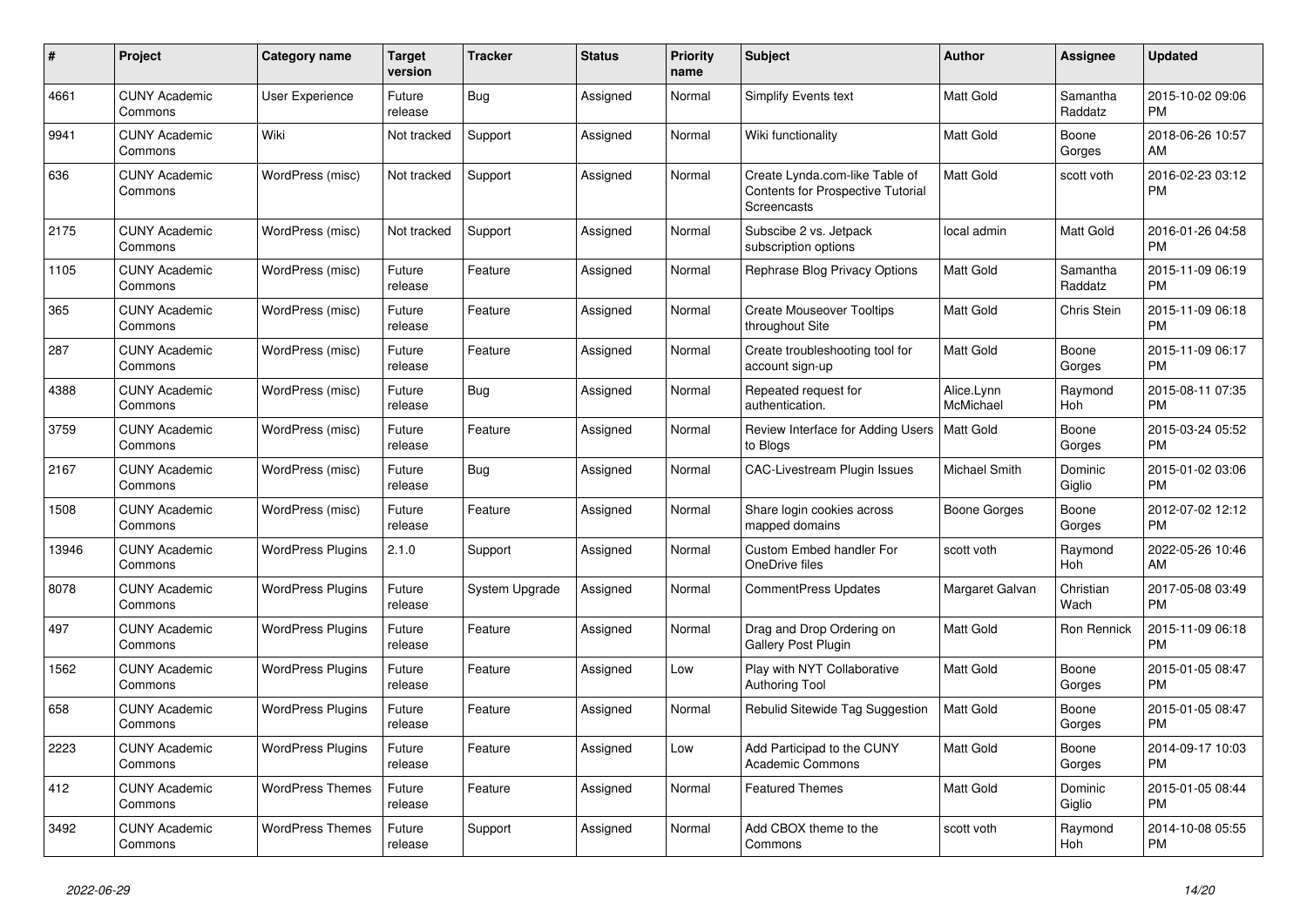| # | Project | Category name | Target version | Tracker | Status | Priority name | Subject | Author | Assignee | Updated |
|---|---|---|---|---|---|---|---|---|---|---|
| 4661 | CUNY Academic Commons | User Experience | Future release | Bug | Assigned | Normal | Simplify Events text | Matt Gold | Samantha Raddatz | 2015-10-02 09:06 PM |
| 9941 | CUNY Academic Commons | Wiki | Not tracked | Support | Assigned | Normal | Wiki functionality | Matt Gold | Boone Gorges | 2018-06-26 10:57 AM |
| 636 | CUNY Academic Commons | WordPress (misc) | Not tracked | Support | Assigned | Normal | Create Lynda.com-like Table of Contents for Prospective Tutorial Screencasts | Matt Gold | scott voth | 2016-02-23 03:12 PM |
| 2175 | CUNY Academic Commons | WordPress (misc) | Not tracked | Support | Assigned | Normal | Subscibe 2 vs. Jetpack subscription options | local admin | Matt Gold | 2016-01-26 04:58 PM |
| 1105 | CUNY Academic Commons | WordPress (misc) | Future release | Feature | Assigned | Normal | Rephrase Blog Privacy Options | Matt Gold | Samantha Raddatz | 2015-11-09 06:19 PM |
| 365 | CUNY Academic Commons | WordPress (misc) | Future release | Feature | Assigned | Normal | Create Mouseover Tooltips throughout Site | Matt Gold | Chris Stein | 2015-11-09 06:18 PM |
| 287 | CUNY Academic Commons | WordPress (misc) | Future release | Feature | Assigned | Normal | Create troubleshooting tool for account sign-up | Matt Gold | Boone Gorges | 2015-11-09 06:17 PM |
| 4388 | CUNY Academic Commons | WordPress (misc) | Future release | Bug | Assigned | Normal | Repeated request for authentication. | Alice.Lynn McMichael | Raymond Hoh | 2015-08-11 07:35 PM |
| 3759 | CUNY Academic Commons | WordPress (misc) | Future release | Feature | Assigned | Normal | Review Interface for Adding Users to Blogs | Matt Gold | Boone Gorges | 2015-03-24 05:52 PM |
| 2167 | CUNY Academic Commons | WordPress (misc) | Future release | Bug | Assigned | Normal | CAC-Livestream Plugin Issues | Michael Smith | Dominic Giglio | 2015-01-02 03:06 PM |
| 1508 | CUNY Academic Commons | WordPress (misc) | Future release | Feature | Assigned | Normal | Share login cookies across mapped domains | Boone Gorges | Boone Gorges | 2012-07-02 12:12 PM |
| 13946 | CUNY Academic Commons | WordPress Plugins | 2.1.0 | Support | Assigned | Normal | Custom Embed handler For OneDrive files | scott voth | Raymond Hoh | 2022-05-26 10:46 AM |
| 8078 | CUNY Academic Commons | WordPress Plugins | Future release | System Upgrade | Assigned | Normal | CommentPress Updates | Margaret Galvan | Christian Wach | 2017-05-08 03:49 PM |
| 497 | CUNY Academic Commons | WordPress Plugins | Future release | Feature | Assigned | Normal | Drag and Drop Ordering on Gallery Post Plugin | Matt Gold | Ron Rennick | 2015-11-09 06:18 PM |
| 1562 | CUNY Academic Commons | WordPress Plugins | Future release | Feature | Assigned | Low | Play with NYT Collaborative Authoring Tool | Matt Gold | Boone Gorges | 2015-01-05 08:47 PM |
| 658 | CUNY Academic Commons | WordPress Plugins | Future release | Feature | Assigned | Normal | Rebulid Sitewide Tag Suggestion | Matt Gold | Boone Gorges | 2015-01-05 08:47 PM |
| 2223 | CUNY Academic Commons | WordPress Plugins | Future release | Feature | Assigned | Low | Add Participad to the CUNY Academic Commons | Matt Gold | Boone Gorges | 2014-09-17 10:03 PM |
| 412 | CUNY Academic Commons | WordPress Themes | Future release | Feature | Assigned | Normal | Featured Themes | Matt Gold | Dominic Giglio | 2015-01-05 08:44 PM |
| 3492 | CUNY Academic Commons | WordPress Themes | Future release | Support | Assigned | Normal | Add CBOX theme to the Commons | scott voth | Raymond Hoh | 2014-10-08 05:55 PM |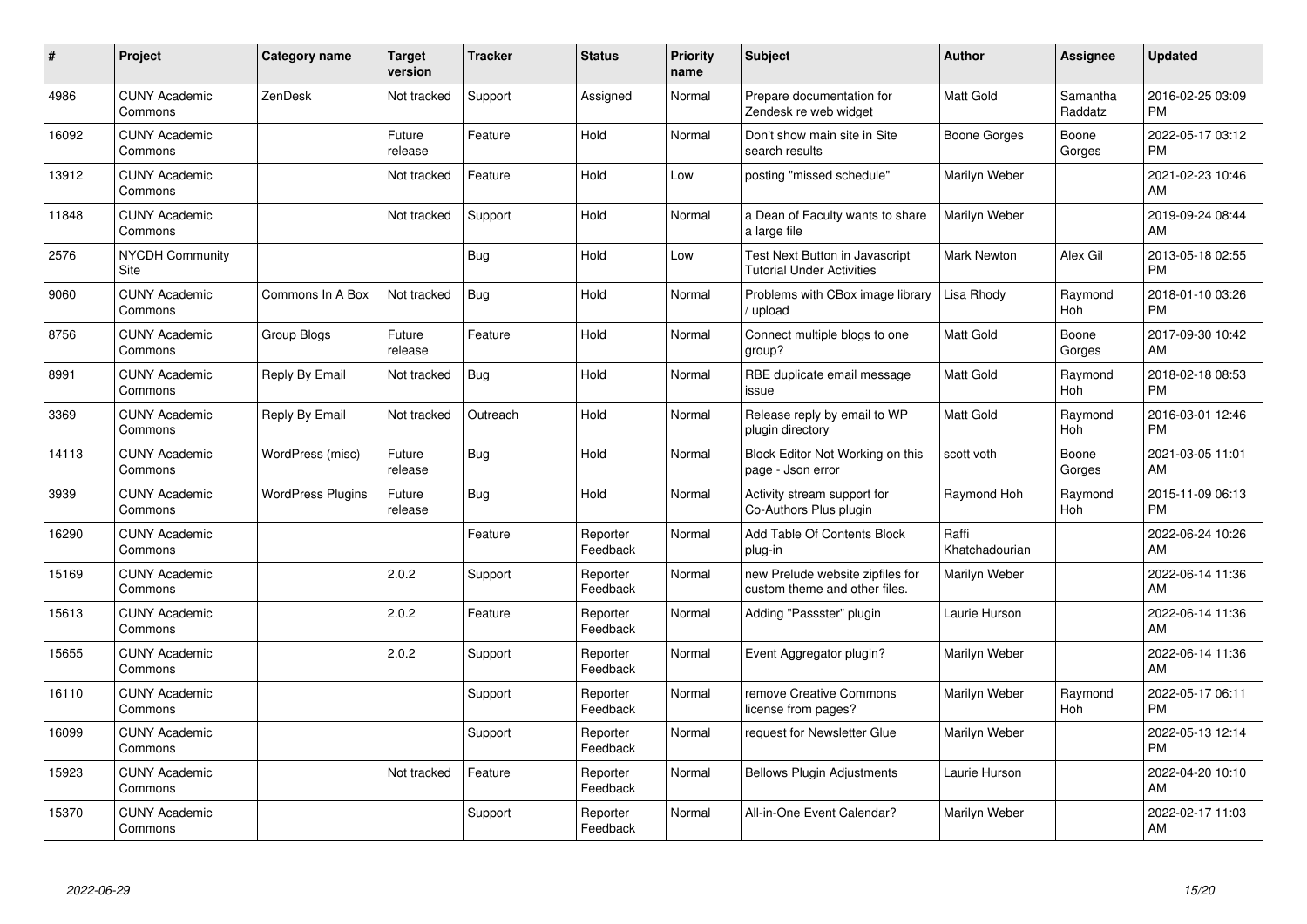| # | Project | Category name | Target version | Tracker | Status | Priority name | Subject | Author | Assignee | Updated |
|---|---|---|---|---|---|---|---|---|---|---|
| 4986 | CUNY Academic Commons | ZenDesk | Not tracked | Support | Assigned | Normal | Prepare documentation for Zendesk re web widget | Matt Gold | Samantha Raddatz | 2016-02-25 03:09 PM |
| 16092 | CUNY Academic Commons | | Future release | Feature | Hold | Normal | Don't show main site in Site search results | Boone Gorges | Boone Gorges | 2022-05-17 03:12 PM |
| 13912 | CUNY Academic Commons | | Not tracked | Feature | Hold | Low | posting "missed schedule" | Marilyn Weber | | 2021-02-23 10:46 AM |
| 11848 | CUNY Academic Commons | | Not tracked | Support | Hold | Normal | a Dean of Faculty wants to share a large file | Marilyn Weber | | 2019-09-24 08:44 AM |
| 2576 | NYCDH Community Site | | | Bug | Hold | Low | Test Next Button in Javascript Tutorial Under Activities | Mark Newton | Alex Gil | 2013-05-18 02:55 PM |
| 9060 | CUNY Academic Commons | Commons In A Box | Not tracked | Bug | Hold | Normal | Problems with CBox image library / upload | Lisa Rhody | Raymond Hoh | 2018-01-10 03:26 PM |
| 8756 | CUNY Academic Commons | Group Blogs | Future release | Feature | Hold | Normal | Connect multiple blogs to one group? | Matt Gold | Boone Gorges | 2017-09-30 10:42 AM |
| 8991 | CUNY Academic Commons | Reply By Email | Not tracked | Bug | Hold | Normal | RBE duplicate email message issue | Matt Gold | Raymond Hoh | 2018-02-18 08:53 PM |
| 3369 | CUNY Academic Commons | Reply By Email | Not tracked | Outreach | Hold | Normal | Release reply by email to WP plugin directory | Matt Gold | Raymond Hoh | 2016-03-01 12:46 PM |
| 14113 | CUNY Academic Commons | WordPress (misc) | Future release | Bug | Hold | Normal | Block Editor Not Working on this page - Json error | scott voth | Boone Gorges | 2021-03-05 11:01 AM |
| 3939 | CUNY Academic Commons | WordPress Plugins | Future release | Bug | Hold | Normal | Activity stream support for Co-Authors Plus plugin | Raymond Hoh | Raymond Hoh | 2015-11-09 06:13 PM |
| 16290 | CUNY Academic Commons | | | Feature | Reporter Feedback | Normal | Add Table Of Contents Block plug-in | Raffi Khatchadourian | | 2022-06-24 10:26 AM |
| 15169 | CUNY Academic Commons | | 2.0.2 | Support | Reporter Feedback | Normal | new Prelude website zipfiles for custom theme and other files. | Marilyn Weber | | 2022-06-14 11:36 AM |
| 15613 | CUNY Academic Commons | | 2.0.2 | Feature | Reporter Feedback | Normal | Adding "Passster" plugin | Laurie Hurson | | 2022-06-14 11:36 AM |
| 15655 | CUNY Academic Commons | | 2.0.2 | Support | Reporter Feedback | Normal | Event Aggregator plugin? | Marilyn Weber | | 2022-06-14 11:36 AM |
| 16110 | CUNY Academic Commons | | | Support | Reporter Feedback | Normal | remove Creative Commons license from pages? | Marilyn Weber | Raymond Hoh | 2022-05-17 06:11 PM |
| 16099 | CUNY Academic Commons | | | Support | Reporter Feedback | Normal | request for Newsletter Glue | Marilyn Weber | | 2022-05-13 12:14 PM |
| 15923 | CUNY Academic Commons | | Not tracked | Feature | Reporter Feedback | Normal | Bellows Plugin Adjustments | Laurie Hurson | | 2022-04-20 10:10 AM |
| 15370 | CUNY Academic Commons | | | Support | Reporter Feedback | Normal | All-in-One Event Calendar? | Marilyn Weber | | 2022-02-17 11:03 AM |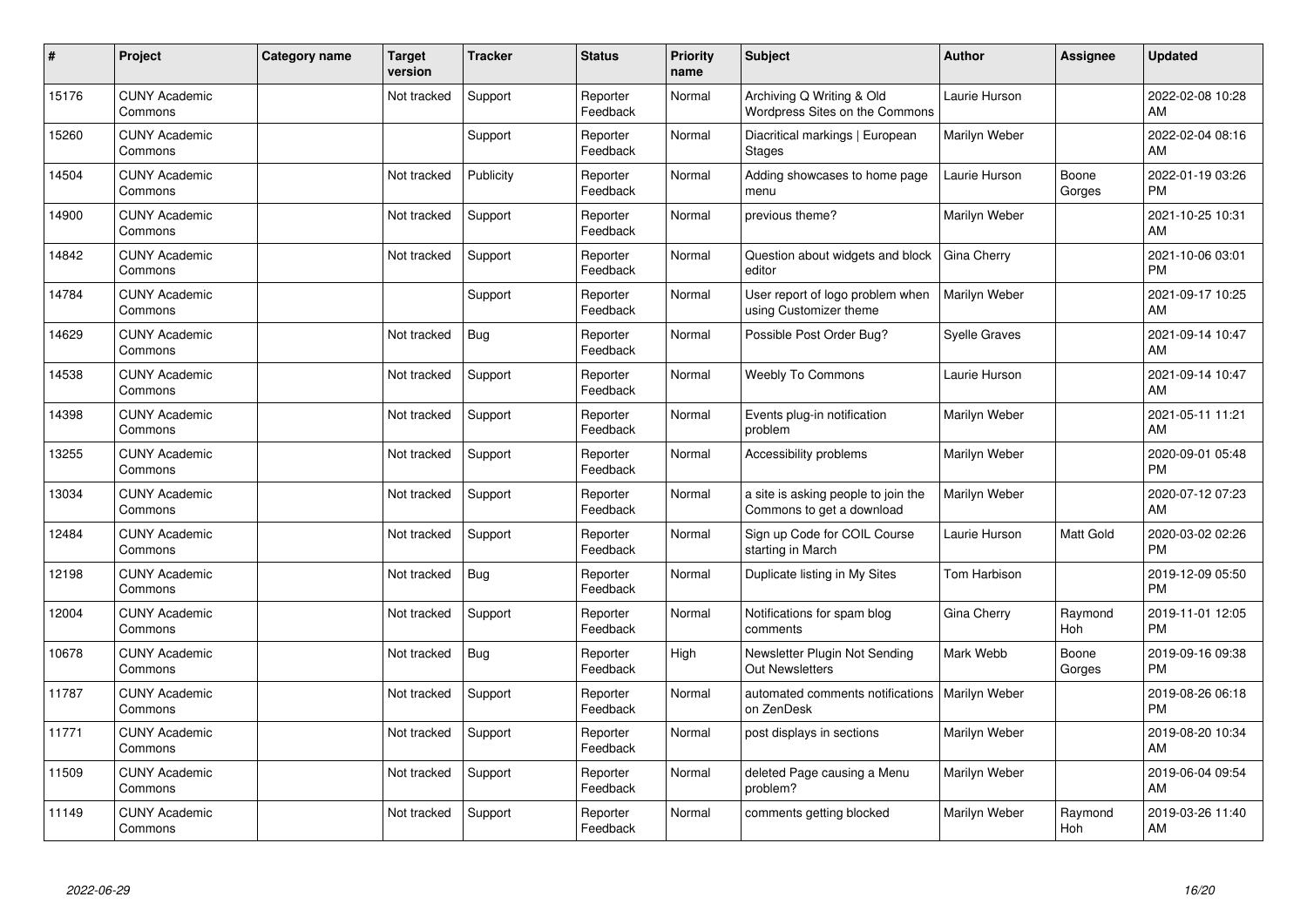| # | Project | Category name | Target version | Tracker | Status | Priority name | Subject | Author | Assignee | Updated |
|---|---|---|---|---|---|---|---|---|---|---|
| 15176 | CUNY Academic Commons | | Not tracked | Support | Reporter Feedback | Normal | Archiving Q Writing & Old Wordpress Sites on the Commons | Laurie Hurson | | 2022-02-08 10:28 AM |
| 15260 | CUNY Academic Commons | | | Support | Reporter Feedback | Normal | Diacritical markings \| European Stages | Marilyn Weber | | 2022-02-04 08:16 AM |
| 14504 | CUNY Academic Commons | | Not tracked | Publicity | Reporter Feedback | Normal | Adding showcases to home page menu | Laurie Hurson | Boone Gorges | 2022-01-19 03:26 PM |
| 14900 | CUNY Academic Commons | | Not tracked | Support | Reporter Feedback | Normal | previous theme? | Marilyn Weber | | 2021-10-25 10:31 AM |
| 14842 | CUNY Academic Commons | | Not tracked | Support | Reporter Feedback | Normal | Question about widgets and block editor | Gina Cherry | | 2021-10-06 03:01 PM |
| 14784 | CUNY Academic Commons | | | Support | Reporter Feedback | Normal | User report of logo problem when using Customizer theme | Marilyn Weber | | 2021-09-17 10:25 AM |
| 14629 | CUNY Academic Commons | | Not tracked | Bug | Reporter Feedback | Normal | Possible Post Order Bug? | Syelle Graves | | 2021-09-14 10:47 AM |
| 14538 | CUNY Academic Commons | | Not tracked | Support | Reporter Feedback | Normal | Weebly To Commons | Laurie Hurson | | 2021-09-14 10:47 AM |
| 14398 | CUNY Academic Commons | | Not tracked | Support | Reporter Feedback | Normal | Events plug-in notification problem | Marilyn Weber | | 2021-05-11 11:21 AM |
| 13255 | CUNY Academic Commons | | Not tracked | Support | Reporter Feedback | Normal | Accessibility problems | Marilyn Weber | | 2020-09-01 05:48 PM |
| 13034 | CUNY Academic Commons | | Not tracked | Support | Reporter Feedback | Normal | a site is asking people to join the Commons to get a download | Marilyn Weber | | 2020-07-12 07:23 AM |
| 12484 | CUNY Academic Commons | | Not tracked | Support | Reporter Feedback | Normal | Sign up Code for COIL Course starting in March | Laurie Hurson | Matt Gold | 2020-03-02 02:26 PM |
| 12198 | CUNY Academic Commons | | Not tracked | Bug | Reporter Feedback | Normal | Duplicate listing in My Sites | Tom Harbison | | 2019-12-09 05:50 PM |
| 12004 | CUNY Academic Commons | | Not tracked | Support | Reporter Feedback | Normal | Notifications for spam blog comments | Gina Cherry | Raymond Hoh | 2019-11-01 12:05 PM |
| 10678 | CUNY Academic Commons | | Not tracked | Bug | Reporter Feedback | High | Newsletter Plugin Not Sending Out Newsletters | Mark Webb | Boone Gorges | 2019-09-16 09:38 PM |
| 11787 | CUNY Academic Commons | | Not tracked | Support | Reporter Feedback | Normal | automated comments notifications on ZenDesk | Marilyn Weber | | 2019-08-26 06:18 PM |
| 11771 | CUNY Academic Commons | | Not tracked | Support | Reporter Feedback | Normal | post displays in sections | Marilyn Weber | | 2019-08-20 10:34 AM |
| 11509 | CUNY Academic Commons | | Not tracked | Support | Reporter Feedback | Normal | deleted Page causing a Menu problem? | Marilyn Weber | | 2019-06-04 09:54 AM |
| 11149 | CUNY Academic Commons | | Not tracked | Support | Reporter Feedback | Normal | comments getting blocked | Marilyn Weber | Raymond Hoh | 2019-03-26 11:40 AM |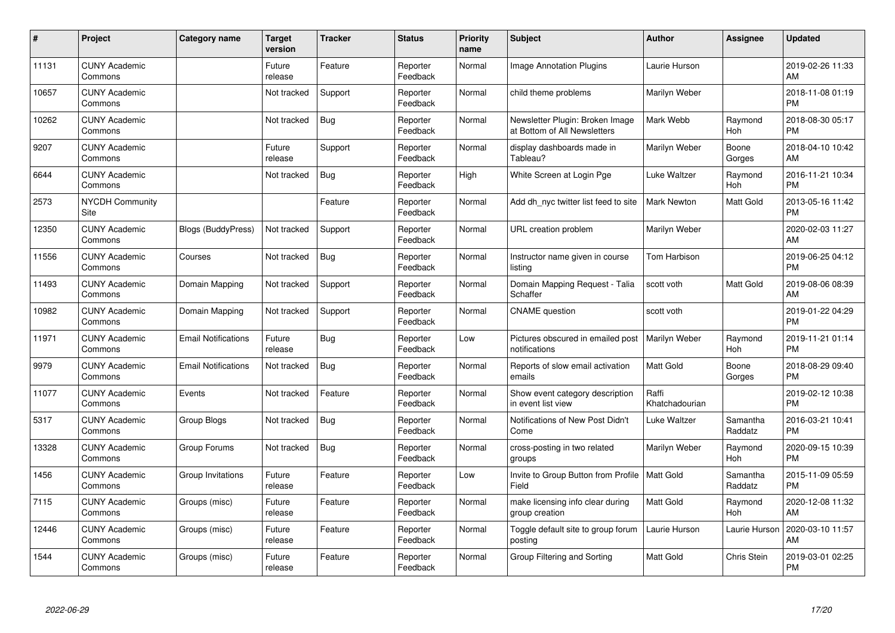| # | Project | Category name | Target version | Tracker | Status | Priority name | Subject | Author | Assignee | Updated |
|---|---|---|---|---|---|---|---|---|---|---|
| 11131 | CUNY Academic Commons | | Future release | Feature | Reporter Feedback | Normal | Image Annotation Plugins | Laurie Hurson | | 2019-02-26 11:33 AM |
| 10657 | CUNY Academic Commons | | Not tracked | Support | Reporter Feedback | Normal | child theme problems | Marilyn Weber | | 2018-11-08 01:19 PM |
| 10262 | CUNY Academic Commons | | Not tracked | Bug | Reporter Feedback | Normal | Newsletter Plugin: Broken Image at Bottom of All Newsletters | Mark Webb | Raymond Hoh | 2018-08-30 05:17 PM |
| 9207 | CUNY Academic Commons | | Future release | Support | Reporter Feedback | Normal | display dashboards made in Tableau? | Marilyn Weber | Boone Gorges | 2018-04-10 10:42 AM |
| 6644 | CUNY Academic Commons | | Not tracked | Bug | Reporter Feedback | High | White Screen at Login Pge | Luke Waltzer | Raymond Hoh | 2016-11-21 10:34 PM |
| 2573 | NYCDH Community Site | | | Feature | Reporter Feedback | Normal | Add dh_nyc twitter list feed to site | Mark Newton | Matt Gold | 2013-05-16 11:42 PM |
| 12350 | CUNY Academic Commons | Blogs (BuddyPress) | Not tracked | Support | Reporter Feedback | Normal | URL creation problem | Marilyn Weber | | 2020-02-03 11:27 AM |
| 11556 | CUNY Academic Commons | Courses | Not tracked | Bug | Reporter Feedback | Normal | Instructor name given in course listing | Tom Harbison | | 2019-06-25 04:12 PM |
| 11493 | CUNY Academic Commons | Domain Mapping | Not tracked | Support | Reporter Feedback | Normal | Domain Mapping Request - Talia Schaffer | scott voth | Matt Gold | 2019-08-06 08:39 AM |
| 10982 | CUNY Academic Commons | Domain Mapping | Not tracked | Support | Reporter Feedback | Normal | CNAME question | scott voth | | 2019-01-22 04:29 PM |
| 11971 | CUNY Academic Commons | Email Notifications | Future release | Bug | Reporter Feedback | Low | Pictures obscured in emailed post notifications | Marilyn Weber | Raymond Hoh | 2019-11-21 01:14 PM |
| 9979 | CUNY Academic Commons | Email Notifications | Not tracked | Bug | Reporter Feedback | Normal | Reports of slow email activation emails | Matt Gold | Boone Gorges | 2018-08-29 09:40 PM |
| 11077 | CUNY Academic Commons | Events | Not tracked | Feature | Reporter Feedback | Normal | Show event category description in event list view | Raffi Khatchadourian | | 2019-02-12 10:38 PM |
| 5317 | CUNY Academic Commons | Group Blogs | Not tracked | Bug | Reporter Feedback | Normal | Notifications of New Post Didn't Come | Luke Waltzer | Samantha Raddatz | 2016-03-21 10:41 PM |
| 13328 | CUNY Academic Commons | Group Forums | Not tracked | Bug | Reporter Feedback | Normal | cross-posting in two related groups | Marilyn Weber | Raymond Hoh | 2020-09-15 10:39 PM |
| 1456 | CUNY Academic Commons | Group Invitations | Future release | Feature | Reporter Feedback | Low | Invite to Group Button from Profile Field | Matt Gold | Samantha Raddatz | 2015-11-09 05:59 PM |
| 7115 | CUNY Academic Commons | Groups (misc) | Future release | Feature | Reporter Feedback | Normal | make licensing info clear during group creation | Matt Gold | Raymond Hoh | 2020-12-08 11:32 AM |
| 12446 | CUNY Academic Commons | Groups (misc) | Future release | Feature | Reporter Feedback | Normal | Toggle default site to group forum posting | Laurie Hurson | Laurie Hurson | 2020-03-10 11:57 AM |
| 1544 | CUNY Academic Commons | Groups (misc) | Future release | Feature | Reporter Feedback | Normal | Group Filtering and Sorting | Matt Gold | Chris Stein | 2019-03-01 02:25 PM |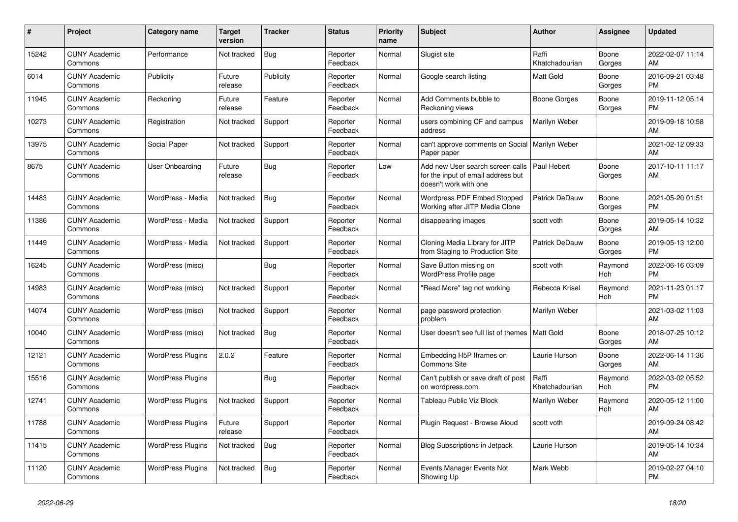| # | Project | Category name | Target version | Tracker | Status | Priority name | Subject | Author | Assignee | Updated |
|---|---|---|---|---|---|---|---|---|---|---|
| 15242 | CUNY Academic Commons | Performance | Not tracked | Bug | Reporter Feedback | Normal | Slugist site | Raffi Khatchadourian | Boone Gorges | 2022-02-07 11:14 AM |
| 6014 | CUNY Academic Commons | Publicity | Future release | Publicity | Reporter Feedback | Normal | Google search listing | Matt Gold | Boone Gorges | 2016-09-21 03:48 PM |
| 11945 | CUNY Academic Commons | Reckoning | Future release | Feature | Reporter Feedback | Normal | Add Comments bubble to Reckoning views | Boone Gorges | Boone Gorges | 2019-11-12 05:14 PM |
| 10273 | CUNY Academic Commons | Registration | Not tracked | Support | Reporter Feedback | Normal | users combining CF and campus address | Marilyn Weber | | 2019-09-18 10:58 AM |
| 13975 | CUNY Academic Commons | Social Paper | Not tracked | Support | Reporter Feedback | Normal | can't approve comments on Social Paper paper | Marilyn Weber | | 2021-02-12 09:33 AM |
| 8675 | CUNY Academic Commons | User Onboarding | Future release | Bug | Reporter Feedback | Low | Add new User search screen calls for the input of email address but doesn't work with one | Paul Hebert | Boone Gorges | 2017-10-11 11:17 AM |
| 14483 | CUNY Academic Commons | WordPress - Media | Not tracked | Bug | Reporter Feedback | Normal | Wordpress PDF Embed Stopped Working after JITP Media Clone | Patrick DeDauw | Boone Gorges | 2021-05-20 01:51 PM |
| 11386 | CUNY Academic Commons | WordPress - Media | Not tracked | Support | Reporter Feedback | Normal | disappearing images | scott voth | Boone Gorges | 2019-05-14 10:32 AM |
| 11449 | CUNY Academic Commons | WordPress - Media | Not tracked | Support | Reporter Feedback | Normal | Cloning Media Library for JITP from Staging to Production Site | Patrick DeDauw | Boone Gorges | 2019-05-13 12:00 PM |
| 16245 | CUNY Academic Commons | WordPress (misc) | | Bug | Reporter Feedback | Normal | Save Button missing on WordPress Profile page | scott voth | Raymond Hoh | 2022-06-16 03:09 PM |
| 14983 | CUNY Academic Commons | WordPress (misc) | Not tracked | Support | Reporter Feedback | Normal | "Read More" tag not working | Rebecca Krisel | Raymond Hoh | 2021-11-23 01:17 PM |
| 14074 | CUNY Academic Commons | WordPress (misc) | Not tracked | Support | Reporter Feedback | Normal | page password protection problem | Marilyn Weber | | 2021-03-02 11:03 AM |
| 10040 | CUNY Academic Commons | WordPress (misc) | Not tracked | Bug | Reporter Feedback | Normal | User doesn't see full list of themes | Matt Gold | Boone Gorges | 2018-07-25 10:12 AM |
| 12121 | CUNY Academic Commons | WordPress Plugins | 2.0.2 | Feature | Reporter Feedback | Normal | Embedding H5P Iframes on Commons Site | Laurie Hurson | Boone Gorges | 2022-06-14 11:36 AM |
| 15516 | CUNY Academic Commons | WordPress Plugins | | Bug | Reporter Feedback | Normal | Can't publish or save draft of post on wordpress.com | Raffi Khatchadourian | Raymond Hoh | 2022-03-02 05:52 PM |
| 12741 | CUNY Academic Commons | WordPress Plugins | Not tracked | Support | Reporter Feedback | Normal | Tableau Public Viz Block | Marilyn Weber | Raymond Hoh | 2020-05-12 11:00 AM |
| 11788 | CUNY Academic Commons | WordPress Plugins | Future release | Support | Reporter Feedback | Normal | Plugin Request - Browse Aloud | scott voth | | 2019-09-24 08:42 AM |
| 11415 | CUNY Academic Commons | WordPress Plugins | Not tracked | Bug | Reporter Feedback | Normal | Blog Subscriptions in Jetpack | Laurie Hurson | | 2019-05-14 10:34 AM |
| 11120 | CUNY Academic Commons | WordPress Plugins | Not tracked | Bug | Reporter Feedback | Normal | Events Manager Events Not Showing Up | Mark Webb | | 2019-02-27 04:10 PM |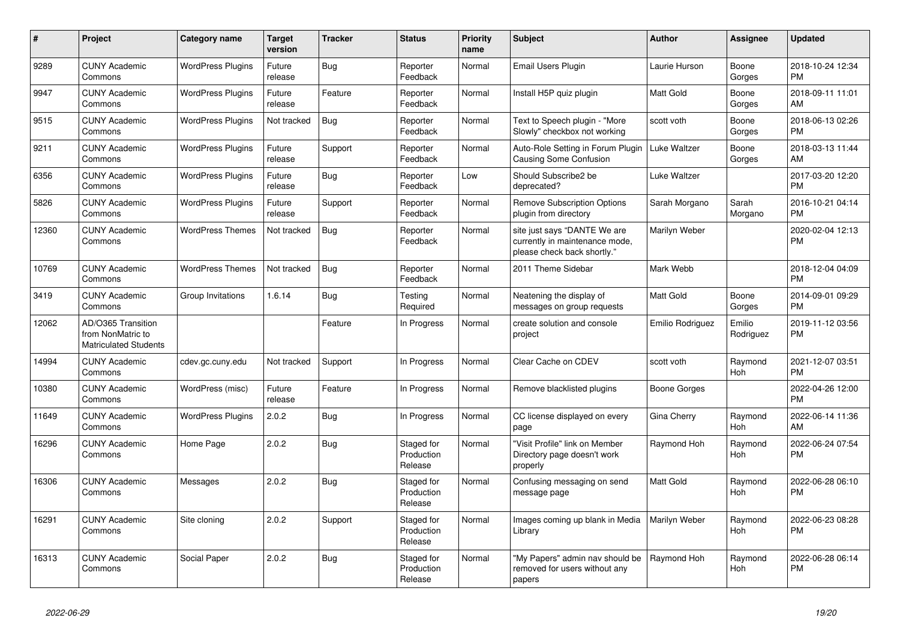| # | Project | Category name | Target version | Tracker | Status | Priority name | Subject | Author | Assignee | Updated |
|---|---|---|---|---|---|---|---|---|---|---|
| 9289 | CUNY Academic Commons | WordPress Plugins | Future release | Bug | Reporter Feedback | Normal | Email Users Plugin | Laurie Hurson | Boone Gorges | 2018-10-24 12:34 PM |
| 9947 | CUNY Academic Commons | WordPress Plugins | Future release | Feature | Reporter Feedback | Normal | Install H5P quiz plugin | Matt Gold | Boone Gorges | 2018-09-11 11:01 AM |
| 9515 | CUNY Academic Commons | WordPress Plugins | Not tracked | Bug | Reporter Feedback | Normal | Text to Speech plugin - "More Slowly" checkbox not working | scott voth | Boone Gorges | 2018-06-13 02:26 PM |
| 9211 | CUNY Academic Commons | WordPress Plugins | Future release | Support | Reporter Feedback | Normal | Auto-Role Setting in Forum Plugin Causing Some Confusion | Luke Waltzer | Boone Gorges | 2018-03-13 11:44 AM |
| 6356 | CUNY Academic Commons | WordPress Plugins | Future release | Bug | Reporter Feedback | Low | Should Subscribe2 be deprecated? | Luke Waltzer | | 2017-03-20 12:20 PM |
| 5826 | CUNY Academic Commons | WordPress Plugins | Future release | Support | Reporter Feedback | Normal | Remove Subscription Options plugin from directory | Sarah Morgano | Sarah Morgano | 2016-10-21 04:14 PM |
| 12360 | CUNY Academic Commons | WordPress Themes | Not tracked | Bug | Reporter Feedback | Normal | site just says "DANTE We are currently in maintenance mode, please check back shortly." | Marilyn Weber | | 2020-02-04 12:13 PM |
| 10769 | CUNY Academic Commons | WordPress Themes | Not tracked | Bug | Reporter Feedback | Normal | 2011 Theme Sidebar | Mark Webb | | 2018-12-04 04:09 PM |
| 3419 | CUNY Academic Commons | Group Invitations | 1.6.14 | Bug | Testing Required | Normal | Neatening the display of messages on group requests | Matt Gold | Boone Gorges | 2014-09-01 09:29 PM |
| 12062 | AD/O365 Transition from NonMatric to Matriculated Students | | | Feature | In Progress | Normal | create solution and console project | Emilio Rodriguez | Emilio Rodriguez | 2019-11-12 03:56 PM |
| 14994 | CUNY Academic Commons | cdev.gc.cuny.edu | Not tracked | Support | In Progress | Normal | Clear Cache on CDEV | scott voth | Raymond Hoh | 2021-12-07 03:51 PM |
| 10380 | CUNY Academic Commons | WordPress (misc) | Future release | Feature | In Progress | Normal | Remove blacklisted plugins | Boone Gorges | | 2022-04-26 12:00 PM |
| 11649 | CUNY Academic Commons | WordPress Plugins | 2.0.2 | Bug | In Progress | Normal | CC license displayed on every page | Gina Cherry | Raymond Hoh | 2022-06-14 11:36 AM |
| 16296 | CUNY Academic Commons | Home Page | 2.0.2 | Bug | Staged for Production Release | Normal | "Visit Profile" link on Member Directory page doesn't work properly | Raymond Hoh | Raymond Hoh | 2022-06-24 07:54 PM |
| 16306 | CUNY Academic Commons | Messages | 2.0.2 | Bug | Staged for Production Release | Normal | Confusing messaging on send message page | Matt Gold | Raymond Hoh | 2022-06-28 06:10 PM |
| 16291 | CUNY Academic Commons | Site cloning | 2.0.2 | Support | Staged for Production Release | Normal | Images coming up blank in Media Library | Marilyn Weber | Raymond Hoh | 2022-06-23 08:28 PM |
| 16313 | CUNY Academic Commons | Social Paper | 2.0.2 | Bug | Staged for Production Release | Normal | "My Papers" admin nav should be removed for users without any papers | Raymond Hoh | Raymond Hoh | 2022-06-28 06:14 PM |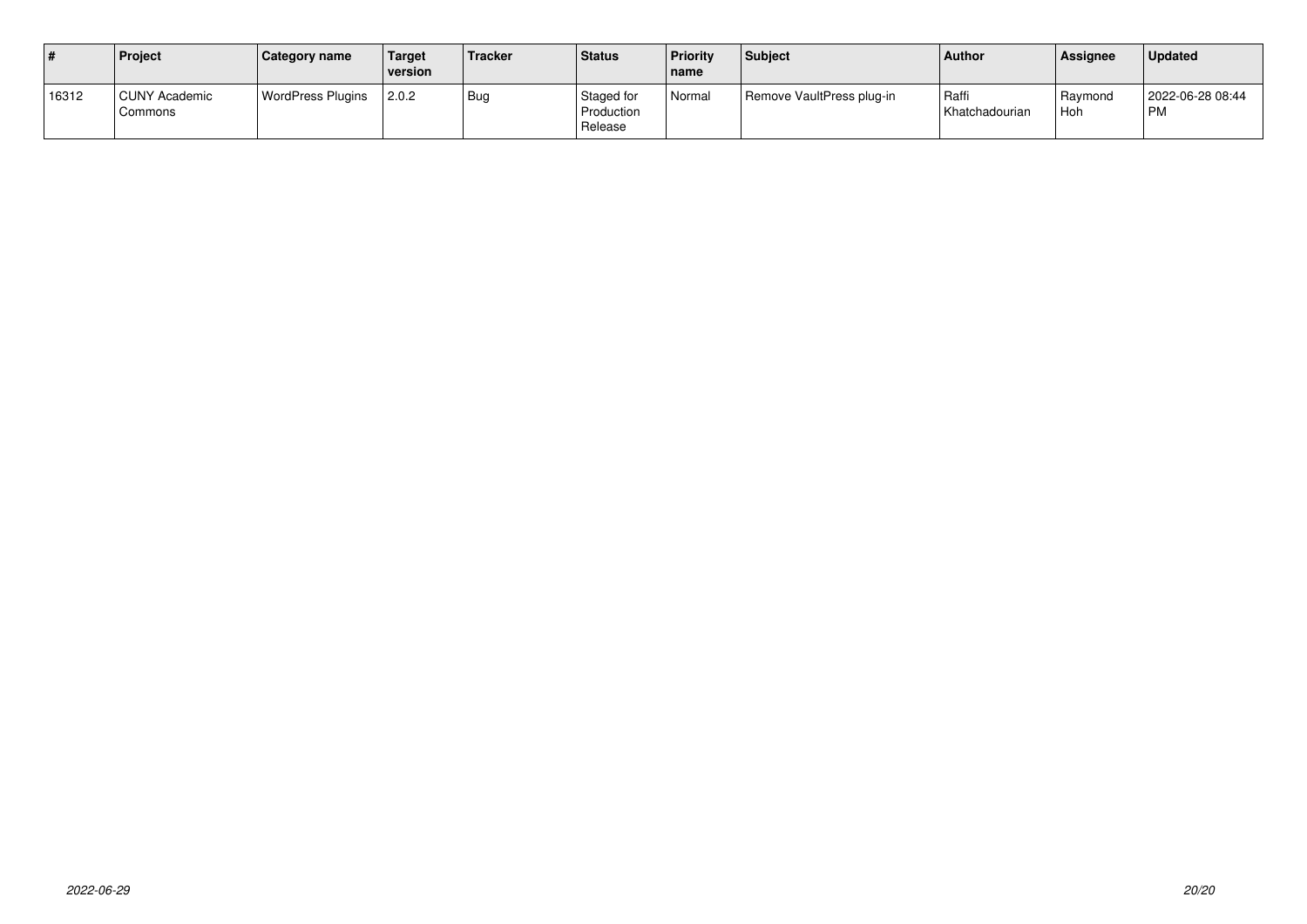| # | Project | Category name | Target version | Tracker | Status | Priority name | Subject | Author | Assignee | Updated |
|---|---|---|---|---|---|---|---|---|---|---|
| 16312 | CUNY Academic Commons | WordPress Plugins | 2.0.2 | Bug | Staged for Production Release | Normal | Remove VaultPress plug-in | Raffi Khatchadourian | Raymond Hoh | 2022-06-28 08:44 PM |